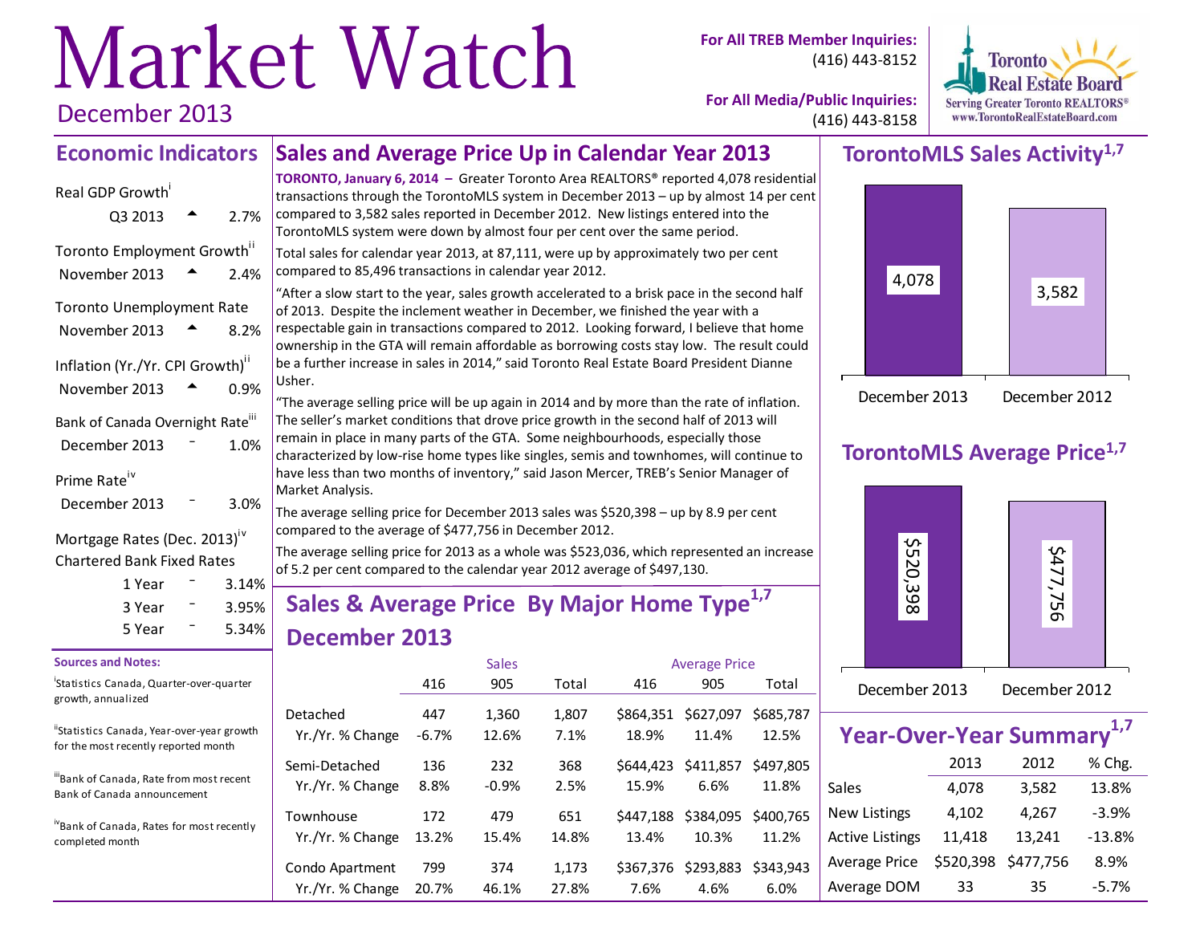# Market Watch

December 2013

**For All TREB Member Inquiries:** (416) 443-8152

**For All Media/Public Inquiries:** (416) 443-8158

Toronto Real Estate Board
Serving Greater Toronto REALTORS®
www.TorontoRealEstateBoard.com

## Economic Indicators

| Indicator | Period | Direction | Value |
|---|---|---|---|
| Real GDP Growth[i] | Q3 2013 | ▲ | 2.7% |
| Toronto Employment Growth[ii] | November 2013 | ▲ | 2.4% |
| Toronto Unemployment Rate | November 2013 | ▲ | 8.2% |
| Inflation (Yr./Yr. CPI Growth)[ii] | November 2013 | ▲ | 0.9% |
| Bank of Canada Overnight Rate[iii] | December 2013 | – | 1.0% |
| Prime Rate[iv] | December 2013 | – | 3.0% |

Mortgage Rates (Dec. 2013)[iv]
Chartered Bank Fixed Rates

| Term | Direction | Rate |
|---|---|---|
| 1 Year | – | 3.14% |
| 3 Year | – | 3.95% |
| 5 Year | – | 5.34% |

**Sources and Notes:**

[i] Statistics Canada, Quarter-over-quarter growth, annualized

[ii] Statistics Canada, Year-over-year growth for the most recently reported month

[iii] Bank of Canada, Rate from most recent Bank of Canada announcement

[iv] Bank of Canada, Rates for most recently completed month

## Sales and Average Price Up in Calendar Year 2013

**TORONTO, January 6, 2014 –** Greater Toronto Area REALTORS® reported 4,078 residential transactions through the TorontoMLS system in December 2013 – up by almost 14 per cent compared to 3,582 sales reported in December 2012. New listings entered into the TorontoMLS system were down by almost four per cent over the same period.

Total sales for calendar year 2013, at 87,111, were up by approximately two per cent compared to 85,496 transactions in calendar year 2012.

"After a slow start to the year, sales growth accelerated to a brisk pace in the second half of 2013. Despite the inclement weather in December, we finished the year with a respectable gain in transactions compared to 2012. Looking forward, I believe that home ownership in the GTA will remain affordable as borrowing costs stay low. The result could be a further increase in sales in 2014," said Toronto Real Estate Board President Dianne Usher.

"The average selling price will be up again in 2014 and by more than the rate of inflation. The seller's market conditions that drove price growth in the second half of 2013 will remain in place in many parts of the GTA. Some neighbourhoods, especially those characterized by low-rise home types like singles, semis and townhomes, will continue to have less than two months of inventory," said Jason Mercer, TREB's Senior Manager of Market Analysis.

The average selling price for December 2013 sales was $520,398 – up by 8.9 per cent compared to the average of $477,756 in December 2012.

The average selling price for 2013 as a whole was $523,036, which represented an increase of 5.2 per cent compared to the calendar year 2012 average of $497,130.

## Sales & Average Price By Major Home Type[1,7] December 2013

| | Sales | | | Average Price | | |
|---|---|---|---|---|---|---|
| | 416 | 905 | Total | 416 | 905 | Total |
| Detached | 447 | 1,360 | 1,807 | $864,351 | $627,097 | $685,787 |
| Yr./Yr. % Change | -6.7% | 12.6% | 7.1% | 18.9% | 11.4% | 12.5% |
| Semi-Detached | 136 | 232 | 368 | $644,423 | $411,857 | $497,805 |
| Yr./Yr. % Change | 8.8% | -0.9% | 2.5% | 15.9% | 6.6% | 11.8% |
| Townhouse | 172 | 479 | 651 | $447,188 | $384,095 | $400,765 |
| Yr./Yr. % Change | 13.2% | 15.4% | 14.8% | 13.4% | 10.3% | 11.2% |
| Condo Apartment | 799 | 374 | 1,173 | $367,376 | $293,883 | $343,943 |
| Yr./Yr. % Change | 20.7% | 46.1% | 27.8% | 7.6% | 4.6% | 6.0% |

## TorontoMLS Sales Activity[1,7]

| December 2013 | December 2012 |
|---|---|
| 4,078 | 3,582 |

## TorontoMLS Average Price[1,7]

| December 2013 | December 2012 |
|---|---|
| $520,398 | $477,756 |

## Year-Over-Year Summary[1,7]

| | 2013 | 2012 | % Chg. |
|---|---|---|---|
| Sales | 4,078 | 3,582 | 13.8% |
| New Listings | 4,102 | 4,267 | -3.9% |
| Active Listings | 11,418 | 13,241 | -13.8% |
| Average Price | $520,398 | $477,756 | 8.9% |
| Average DOM | 33 | 35 | -5.7% |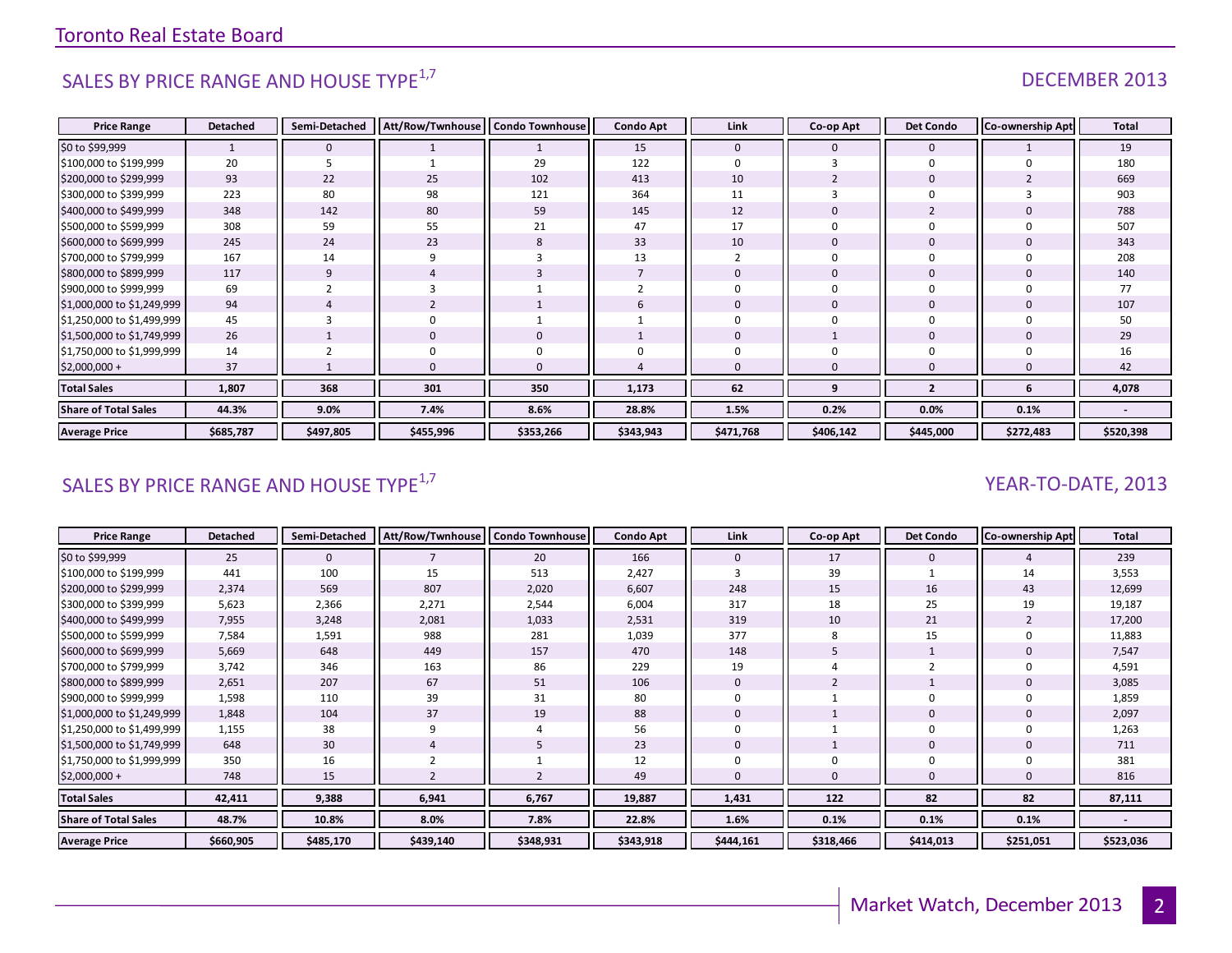# Toronto Real Estate Board

## SALES BY PRICE RANGE AND HOUSE TYPE[1,7]

DECEMBER 2013

| Price Range | Detached | Semi-Detached | Att/Row/Twnhouse | Condo Townhouse | Condo Apt | Link | Co-op Apt | Det Condo | Co-ownership Apt | Total |
|---|---|---|---|---|---|---|---|---|---|---|
| $0 to $99,999 | 1 | 0 | 1 | 1 | 15 | 0 | 0 | 0 | 1 | 19 |
| $100,000 to $199,999 | 20 | 5 | 1 | 29 | 122 | 0 | 3 | 0 | 0 | 180 |
| $200,000 to $299,999 | 93 | 22 | 25 | 102 | 413 | 10 | 2 | 0 | 2 | 669 |
| $300,000 to $399,999 | 223 | 80 | 98 | 121 | 364 | 11 | 3 | 0 | 3 | 903 |
| $400,000 to $499,999 | 348 | 142 | 80 | 59 | 145 | 12 | 0 | 2 | 0 | 788 |
| $500,000 to $599,999 | 308 | 59 | 55 | 21 | 47 | 17 | 0 | 0 | 0 | 507 |
| $600,000 to $699,999 | 245 | 24 | 23 | 8 | 33 | 10 | 0 | 0 | 0 | 343 |
| $700,000 to $799,999 | 167 | 14 | 9 | 3 | 13 | 2 | 0 | 0 | 0 | 208 |
| $800,000 to $899,999 | 117 | 9 | 4 | 3 | 7 | 0 | 0 | 0 | 0 | 140 |
| $900,000 to $999,999 | 69 | 2 | 3 | 1 | 2 | 0 | 0 | 0 | 0 | 77 |
| $1,000,000 to $1,249,999 | 94 | 4 | 2 | 1 | 6 | 0 | 0 | 0 | 0 | 107 |
| $1,250,000 to $1,499,999 | 45 | 3 | 0 | 1 | 1 | 0 | 0 | 0 | 0 | 50 |
| $1,500,000 to $1,749,999 | 26 | 1 | 0 | 0 | 1 | 0 | 1 | 0 | 0 | 29 |
| $1,750,000 to $1,999,999 | 14 | 2 | 0 | 0 | 0 | 0 | 0 | 0 | 0 | 16 |
| $2,000,000 + | 37 | 1 | 0 | 0 | 4 | 0 | 0 | 0 | 0 | 42 |
| **Total Sales** | **1,807** | **368** | **301** | **350** | **1,173** | **62** | **9** | **2** | **6** | **4,078** |
| **Share of Total Sales** | **44.3%** | **9.0%** | **7.4%** | **8.6%** | **28.8%** | **1.5%** | **0.2%** | **0.0%** | **0.1%** | **-** |
| **Average Price** | **$685,787** | **$497,805** | **$455,996** | **$353,266** | **$343,943** | **$471,768** | **$406,142** | **$445,000** | **$272,483** | **$520,398** |

## SALES BY PRICE RANGE AND HOUSE TYPE[1,7]

YEAR-TO-DATE, 2013

| Price Range | Detached | Semi-Detached | Att/Row/Twnhouse | Condo Townhouse | Condo Apt | Link | Co-op Apt | Det Condo | Co-ownership Apt | Total |
|---|---|---|---|---|---|---|---|---|---|---|
| $0 to $99,999 | 25 | 0 | 7 | 20 | 166 | 0 | 17 | 0 | 4 | 239 |
| $100,000 to $199,999 | 441 | 100 | 15 | 513 | 2,427 | 3 | 39 | 1 | 14 | 3,553 |
| $200,000 to $299,999 | 2,374 | 569 | 807 | 2,020 | 6,607 | 248 | 15 | 16 | 43 | 12,699 |
| $300,000 to $399,999 | 5,623 | 2,366 | 2,271 | 2,544 | 6,004 | 317 | 18 | 25 | 19 | 19,187 |
| $400,000 to $499,999 | 7,955 | 3,248 | 2,081 | 1,033 | 2,531 | 319 | 10 | 21 | 2 | 17,200 |
| $500,000 to $599,999 | 7,584 | 1,591 | 988 | 281 | 1,039 | 377 | 8 | 15 | 0 | 11,883 |
| $600,000 to $699,999 | 5,669 | 648 | 449 | 157 | 470 | 148 | 5 | 1 | 0 | 7,547 |
| $700,000 to $799,999 | 3,742 | 346 | 163 | 86 | 229 | 19 | 4 | 2 | 0 | 4,591 |
| $800,000 to $899,999 | 2,651 | 207 | 67 | 51 | 106 | 0 | 2 | 1 | 0 | 3,085 |
| $900,000 to $999,999 | 1,598 | 110 | 39 | 31 | 80 | 0 | 1 | 0 | 0 | 1,859 |
| $1,000,000 to $1,249,999 | 1,848 | 104 | 37 | 19 | 88 | 0 | 1 | 0 | 0 | 2,097 |
| $1,250,000 to $1,499,999 | 1,155 | 38 | 9 | 4 | 56 | 0 | 1 | 0 | 0 | 1,263 |
| $1,500,000 to $1,749,999 | 648 | 30 | 4 | 5 | 23 | 0 | 1 | 0 | 0 | 711 |
| $1,750,000 to $1,999,999 | 350 | 16 | 2 | 1 | 12 | 0 | 0 | 0 | 0 | 381 |
| $2,000,000 + | 748 | 15 | 2 | 2 | 49 | 0 | 0 | 0 | 0 | 816 |
| **Total Sales** | **42,411** | **9,388** | **6,941** | **6,767** | **19,887** | **1,431** | **122** | **82** | **82** | **87,111** |
| **Share of Total Sales** | **48.7%** | **10.8%** | **8.0%** | **7.8%** | **22.8%** | **1.6%** | **0.1%** | **0.1%** | **0.1%** | **-** |
| **Average Price** | **$660,905** | **$485,170** | **$439,140** | **$348,931** | **$343,918** | **$444,161** | **$318,466** | **$414,013** | **$251,051** | **$523,036** |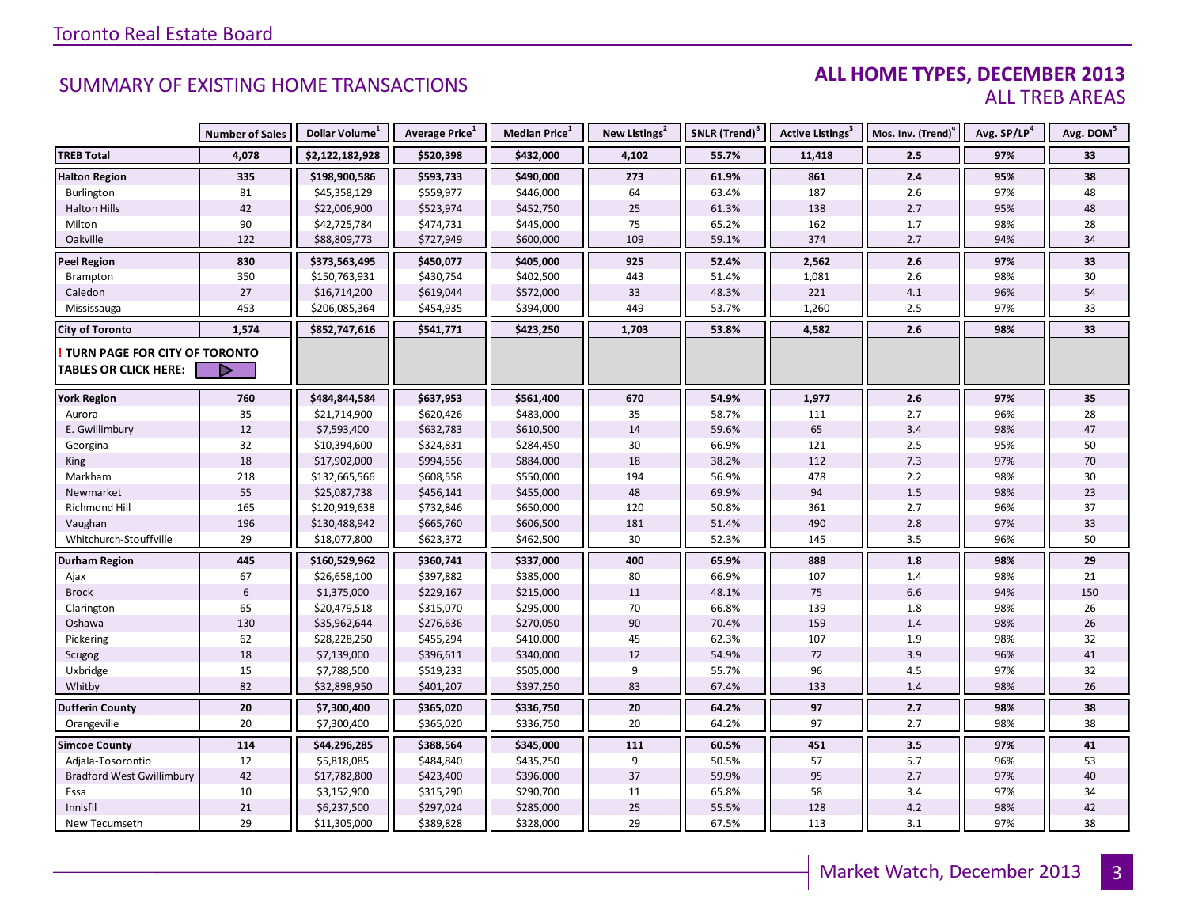## SUMMARY OF EXISTING HOME TRANSACTIONS

### ALL HOME TYPES, DECEMBER 2013
### ALL TREB AREAS

| | Number of Sales | Dollar Volume[1] | Average Price[1] | Median Price[1] | New Listings[2] | SNLR (Trend)[8] | Active Listings[3] | Mos. Inv. (Trend)[9] | Avg. SP/LP[4] | Avg. DOM[5] |
|---|---|---|---|---|---|---|---|---|---|---|
| **TREB Total** | **4,078** | **$2,122,182,928** | **$520,398** | **$432,000** | **4,102** | **55.7%** | **11,418** | **2.5** | **97%** | **33** |
| **Halton Region** | **335** | **$198,900,586** | **$593,733** | **$490,000** | **273** | **61.9%** | **861** | **2.4** | **95%** | **38** |
| Burlington | 81 | $45,358,129 | $559,977 | $446,000 | 64 | 63.4% | 187 | 2.6 | 97% | 48 |
| Halton Hills | 42 | $22,006,900 | $523,974 | $452,750 | 25 | 61.3% | 138 | 2.7 | 95% | 48 |
| Milton | 90 | $42,725,784 | $474,731 | $445,000 | 75 | 65.2% | 162 | 1.7 | 98% | 28 |
| Oakville | 122 | $88,809,773 | $727,949 | $600,000 | 109 | 59.1% | 374 | 2.7 | 94% | 34 |
| **Peel Region** | **830** | **$373,563,495** | **$450,077** | **$405,000** | **925** | **52.4%** | **2,562** | **2.6** | **97%** | **33** |
| Brampton | 350 | $150,763,931 | $430,754 | $402,500 | 443 | 51.4% | 1,081 | 2.6 | 98% | 30 |
| Caledon | 27 | $16,714,200 | $619,044 | $572,000 | 33 | 48.3% | 221 | 4.1 | 96% | 54 |
| Mississauga | 453 | $206,085,364 | $454,935 | $394,000 | 449 | 53.7% | 1,260 | 2.5 | 97% | 33 |
| **City of Toronto** | **1,574** | **$852,747,616** | **$541,771** | **$423,250** | **1,703** | **53.8%** | **4,582** | **2.6** | **98%** | **33** |
| **! TURN PAGE FOR CITY OF TORONTO TABLES OR CLICK HERE:** | | | | | | | | | | |
| **York Region** | **760** | **$484,844,584** | **$637,953** | **$561,400** | **670** | **54.9%** | **1,977** | **2.6** | **97%** | **35** |
| Aurora | 35 | $21,714,900 | $620,426 | $483,000 | 35 | 58.7% | 111 | 2.7 | 96% | 28 |
| E. Gwillimbury | 12 | $7,593,400 | $632,783 | $610,500 | 14 | 59.6% | 65 | 3.4 | 98% | 47 |
| Georgina | 32 | $10,394,600 | $324,831 | $284,450 | 30 | 66.9% | 121 | 2.5 | 95% | 50 |
| King | 18 | $17,902,000 | $994,556 | $884,000 | 18 | 38.2% | 112 | 7.3 | 97% | 70 |
| Markham | 218 | $132,665,566 | $608,558 | $550,000 | 194 | 56.9% | 478 | 2.2 | 98% | 30 |
| Newmarket | 55 | $25,087,738 | $456,141 | $455,000 | 48 | 69.9% | 94 | 1.5 | 98% | 23 |
| Richmond Hill | 165 | $120,919,638 | $732,846 | $650,000 | 120 | 50.8% | 361 | 2.7 | 96% | 37 |
| Vaughan | 196 | $130,488,942 | $665,760 | $606,500 | 181 | 51.4% | 490 | 2.8 | 97% | 33 |
| Whitchurch-Stouffville | 29 | $18,077,800 | $623,372 | $462,500 | 30 | 52.3% | 145 | 3.5 | 96% | 50 |
| **Durham Region** | **445** | **$160,529,962** | **$360,741** | **$337,000** | **400** | **65.9%** | **888** | **1.8** | **98%** | **29** |
| Ajax | 67 | $26,658,100 | $397,882 | $385,000 | 80 | 66.9% | 107 | 1.4 | 98% | 21 |
| Brock | 6 | $1,375,000 | $229,167 | $215,000 | 11 | 48.1% | 75 | 6.6 | 94% | 150 |
| Clarington | 65 | $20,479,518 | $315,070 | $295,000 | 70 | 66.8% | 139 | 1.8 | 98% | 26 |
| Oshawa | 130 | $35,962,644 | $276,636 | $270,050 | 90 | 70.4% | 159 | 1.4 | 98% | 26 |
| Pickering | 62 | $28,228,250 | $455,294 | $410,000 | 45 | 62.3% | 107 | 1.9 | 98% | 32 |
| Scugog | 18 | $7,139,000 | $396,611 | $340,000 | 12 | 54.9% | 72 | 3.9 | 96% | 41 |
| Uxbridge | 15 | $7,788,500 | $519,233 | $505,000 | 9 | 55.7% | 96 | 4.5 | 97% | 32 |
| Whitby | 82 | $32,898,950 | $401,207 | $397,250 | 83 | 67.4% | 133 | 1.4 | 98% | 26 |
| **Dufferin County** | **20** | **$7,300,400** | **$365,020** | **$336,750** | **20** | **64.2%** | **97** | **2.7** | **98%** | **38** |
| Orangeville | 20 | $7,300,400 | $365,020 | $336,750 | 20 | 64.2% | 97 | 2.7 | 98% | 38 |
| **Simcoe County** | **114** | **$44,296,285** | **$388,564** | **$345,000** | **111** | **60.5%** | **451** | **3.5** | **97%** | **41** |
| Adjala-Tosorontio | 12 | $5,818,085 | $484,840 | $435,250 | 9 | 50.5% | 57 | 5.7 | 96% | 53 |
| Bradford West Gwillimbury | 42 | $17,782,800 | $423,400 | $396,000 | 37 | 59.9% | 95 | 2.7 | 97% | 40 |
| Essa | 10 | $3,152,900 | $315,290 | $290,700 | 11 | 65.8% | 58 | 3.4 | 97% | 34 |
| Innisfil | 21 | $6,237,500 | $297,024 | $285,000 | 25 | 55.5% | 128 | 4.2 | 98% | 42 |
| New Tecumseth | 29 | $11,305,000 | $389,828 | $328,000 | 29 | 67.5% | 113 | 3.1 | 97% | 38 |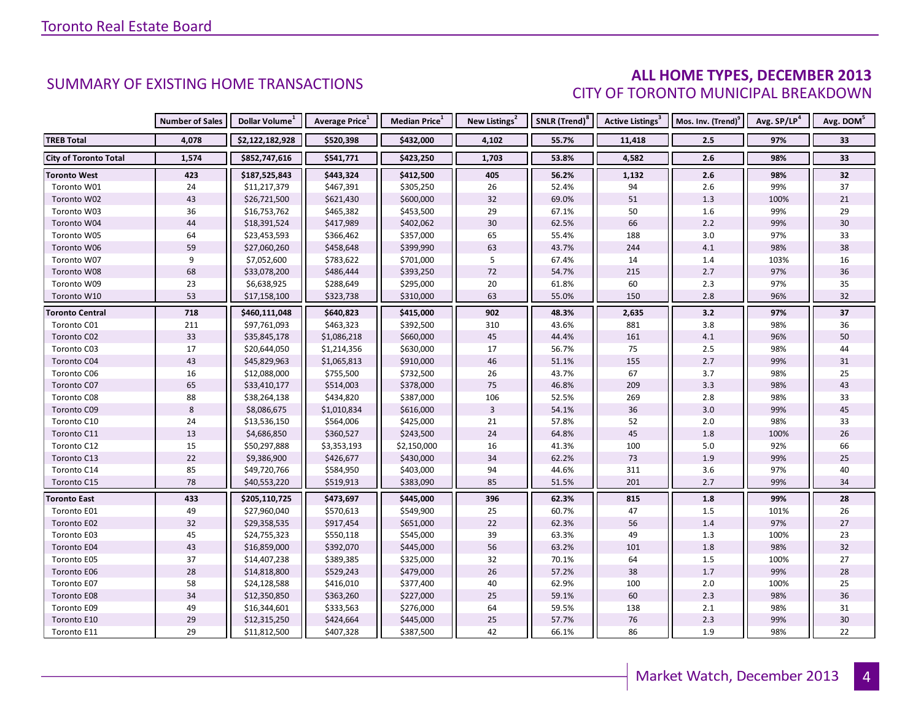# SUMMARY OF EXISTING HOME TRANSACTIONS

## ALL HOME TYPES, DECEMBER 2013
## CITY OF TORONTO MUNICIPAL BREAKDOWN

| | Number of Sales | Dollar Volume[1] | Average Price[1] | Median Price[1] | New Listings[2] | SNLR (Trend)[8] | Active Listings[3] | Mos. Inv. (Trend)[9] | Avg. SP/LP[4] | Avg. DOM[5] |
|---|---|---|---|---|---|---|---|---|---|---|
| **TREB Total** | **4,078** | **$2,122,182,928** | **$520,398** | **$432,000** | **4,102** | **55.7%** | **11,418** | **2.5** | **97%** | **33** |
| **City of Toronto Total** | **1,574** | **$852,747,616** | **$541,771** | **$423,250** | **1,703** | **53.8%** | **4,582** | **2.6** | **98%** | **33** |
| **Toronto West** | **423** | **$187,525,843** | **$443,324** | **$412,500** | **405** | **56.2%** | **1,132** | **2.6** | **98%** | **32** |
| Toronto W01 | 24 | $11,217,379 | $467,391 | $305,250 | 26 | 52.4% | 94 | 2.6 | 99% | 37 |
| Toronto W02 | 43 | $26,721,500 | $621,430 | $600,000 | 32 | 69.0% | 51 | 1.3 | 100% | 21 |
| Toronto W03 | 36 | $16,753,762 | $465,382 | $453,500 | 29 | 67.1% | 50 | 1.6 | 99% | 29 |
| Toronto W04 | 44 | $18,391,524 | $417,989 | $402,062 | 30 | 62.5% | 66 | 2.2 | 99% | 30 |
| Toronto W05 | 64 | $23,453,593 | $366,462 | $357,000 | 65 | 55.4% | 188 | 3.0 | 97% | 33 |
| Toronto W06 | 59 | $27,060,260 | $458,648 | $399,990 | 63 | 43.7% | 244 | 4.1 | 98% | 38 |
| Toronto W07 | 9 | $7,052,600 | $783,622 | $701,000 | 5 | 67.4% | 14 | 1.4 | 103% | 16 |
| Toronto W08 | 68 | $33,078,200 | $486,444 | $393,250 | 72 | 54.7% | 215 | 2.7 | 97% | 36 |
| Toronto W09 | 23 | $6,638,925 | $288,649 | $295,000 | 20 | 61.8% | 60 | 2.3 | 97% | 35 |
| Toronto W10 | 53 | $17,158,100 | $323,738 | $310,000 | 63 | 55.0% | 150 | 2.8 | 96% | 32 |
| **Toronto Central** | **718** | **$460,111,048** | **$640,823** | **$415,000** | **902** | **48.3%** | **2,635** | **3.2** | **97%** | **37** |
| Toronto C01 | 211 | $97,761,093 | $463,323 | $392,500 | 310 | 43.6% | 881 | 3.8 | 98% | 36 |
| Toronto C02 | 33 | $35,845,178 | $1,086,218 | $660,000 | 45 | 44.4% | 161 | 4.1 | 96% | 50 |
| Toronto C03 | 17 | $20,644,050 | $1,214,356 | $630,000 | 17 | 56.7% | 75 | 2.5 | 98% | 44 |
| Toronto C04 | 43 | $45,829,963 | $1,065,813 | $910,000 | 46 | 51.1% | 155 | 2.7 | 99% | 31 |
| Toronto C06 | 16 | $12,088,000 | $755,500 | $732,500 | 26 | 43.7% | 67 | 3.7 | 98% | 25 |
| Toronto C07 | 65 | $33,410,177 | $514,003 | $378,000 | 75 | 46.8% | 209 | 3.3 | 98% | 43 |
| Toronto C08 | 88 | $38,264,138 | $434,820 | $387,000 | 106 | 52.5% | 269 | 2.8 | 98% | 33 |
| Toronto C09 | 8 | $8,086,675 | $1,010,834 | $616,000 | 3 | 54.1% | 36 | 3.0 | 99% | 45 |
| Toronto C10 | 24 | $13,536,150 | $564,006 | $425,000 | 21 | 57.8% | 52 | 2.0 | 98% | 33 |
| Toronto C11 | 13 | $4,686,850 | $360,527 | $243,500 | 24 | 64.8% | 45 | 1.8 | 100% | 26 |
| Toronto C12 | 15 | $50,297,888 | $3,353,193 | $2,150,000 | 16 | 41.3% | 100 | 5.0 | 92% | 66 |
| Toronto C13 | 22 | $9,386,900 | $426,677 | $430,000 | 34 | 62.2% | 73 | 1.9 | 99% | 25 |
| Toronto C14 | 85 | $49,720,766 | $584,950 | $403,000 | 94 | 44.6% | 311 | 3.6 | 97% | 40 |
| Toronto C15 | 78 | $40,553,220 | $519,913 | $383,090 | 85 | 51.5% | 201 | 2.7 | 99% | 34 |
| **Toronto East** | **433** | **$205,110,725** | **$473,697** | **$445,000** | **396** | **62.3%** | **815** | **1.8** | **99%** | **28** |
| Toronto E01 | 49 | $27,960,040 | $570,613 | $549,900 | 25 | 60.7% | 47 | 1.5 | 101% | 26 |
| Toronto E02 | 32 | $29,358,535 | $917,454 | $651,000 | 22 | 62.3% | 56 | 1.4 | 97% | 27 |
| Toronto E03 | 45 | $24,755,323 | $550,118 | $545,000 | 39 | 63.3% | 49 | 1.3 | 100% | 23 |
| Toronto E04 | 43 | $16,859,000 | $392,070 | $445,000 | 56 | 63.2% | 101 | 1.8 | 98% | 32 |
| Toronto E05 | 37 | $14,407,238 | $389,385 | $325,000 | 32 | 70.1% | 64 | 1.5 | 100% | 27 |
| Toronto E06 | 28 | $14,818,800 | $529,243 | $479,000 | 26 | 57.2% | 38 | 1.7 | 99% | 28 |
| Toronto E07 | 58 | $24,128,588 | $416,010 | $377,400 | 40 | 62.9% | 100 | 2.0 | 100% | 25 |
| Toronto E08 | 34 | $12,350,850 | $363,260 | $227,000 | 25 | 59.1% | 60 | 2.3 | 98% | 36 |
| Toronto E09 | 49 | $16,344,601 | $333,563 | $276,000 | 64 | 59.5% | 138 | 2.1 | 98% | 31 |
| Toronto E10 | 29 | $12,315,250 | $424,664 | $445,000 | 25 | 57.7% | 76 | 2.3 | 99% | 30 |
| Toronto E11 | 29 | $11,812,500 | $407,328 | $387,500 | 42 | 66.1% | 86 | 1.9 | 98% | 22 |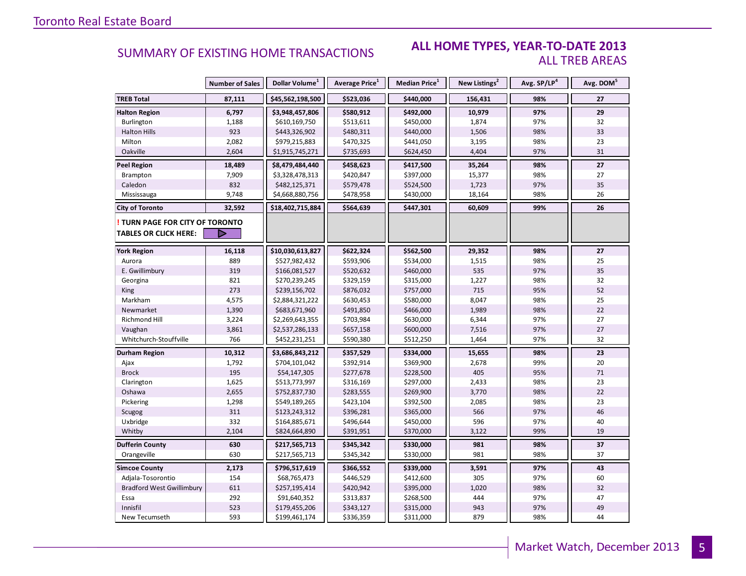## SUMMARY OF EXISTING HOME TRANSACTIONS

### ALL HOME TYPES, YEAR-TO-DATE 2013
ALL TREB AREAS

| | Number of Sales | Dollar Volume[1] | Average Price[1] | Median Price[1] | New Listings[2] | Avg. SP/LP[4] | Avg. DOM[5] |
|---|---|---|---|---|---|---|---|
| **TREB Total** | **87,111** | **$45,562,198,500** | **$523,036** | **$440,000** | **156,431** | **98%** | **27** |
| **Halton Region** | **6,797** | **$3,948,457,806** | **$580,912** | **$492,000** | **10,979** | **97%** | **29** |
| Burlington | 1,188 | $610,169,750 | $513,611 | $450,000 | 1,874 | 97% | 32 |
| Halton Hills | 923 | $443,326,902 | $480,311 | $440,000 | 1,506 | 98% | 33 |
| Milton | 2,082 | $979,215,883 | $470,325 | $441,050 | 3,195 | 98% | 23 |
| Oakville | 2,604 | $1,915,745,271 | $735,693 | $624,450 | 4,404 | 97% | 31 |
| **Peel Region** | **18,489** | **$8,479,484,440** | **$458,623** | **$417,500** | **35,264** | **98%** | **27** |
| Brampton | 7,909 | $3,328,478,313 | $420,847 | $397,000 | 15,377 | 98% | 27 |
| Caledon | 832 | $482,125,371 | $579,478 | $524,500 | 1,723 | 97% | 35 |
| Mississauga | 9,748 | $4,668,880,756 | $478,958 | $430,000 | 18,164 | 98% | 26 |
| **City of Toronto** | **32,592** | **$18,402,715,884** | **$564,639** | **$447,301** | **60,609** | **99%** | **26** |
| **! TURN PAGE FOR CITY OF TORONTO TABLES OR CLICK HERE:** | | | | | | | |
| **York Region** | **16,118** | **$10,030,613,827** | **$622,324** | **$562,500** | **29,352** | **98%** | **27** |
| Aurora | 889 | $527,982,432 | $593,906 | $534,000 | 1,515 | 98% | 25 |
| E. Gwillimbury | 319 | $166,081,527 | $520,632 | $460,000 | 535 | 97% | 35 |
| Georgina | 821 | $270,239,245 | $329,159 | $315,000 | 1,227 | 98% | 32 |
| King | 273 | $239,156,702 | $876,032 | $757,000 | 715 | 95% | 52 |
| Markham | 4,575 | $2,884,321,222 | $630,453 | $580,000 | 8,047 | 98% | 25 |
| Newmarket | 1,390 | $683,671,960 | $491,850 | $466,000 | 1,989 | 98% | 22 |
| Richmond Hill | 3,224 | $2,269,643,355 | $703,984 | $630,000 | 6,344 | 97% | 27 |
| Vaughan | 3,861 | $2,537,286,133 | $657,158 | $600,000 | 7,516 | 97% | 27 |
| Whitchurch-Stouffville | 766 | $452,231,251 | $590,380 | $512,250 | 1,464 | 97% | 32 |
| **Durham Region** | **10,312** | **$3,686,843,212** | **$357,529** | **$334,000** | **15,655** | **98%** | **23** |
| Ajax | 1,792 | $704,101,042 | $392,914 | $369,900 | 2,678 | 99% | 20 |
| Brock | 195 | $54,147,305 | $277,678 | $228,500 | 405 | 95% | 71 |
| Clarington | 1,625 | $513,773,997 | $316,169 | $297,000 | 2,433 | 98% | 23 |
| Oshawa | 2,655 | $752,837,730 | $283,555 | $269,900 | 3,770 | 98% | 22 |
| Pickering | 1,298 | $549,189,265 | $423,104 | $392,500 | 2,085 | 98% | 23 |
| Scugog | 311 | $123,243,312 | $396,281 | $365,000 | 566 | 97% | 46 |
| Uxbridge | 332 | $164,885,671 | $496,644 | $450,000 | 596 | 97% | 40 |
| Whitby | 2,104 | $824,664,890 | $391,951 | $370,000 | 3,122 | 99% | 19 |
| **Dufferin County** | **630** | **$217,565,713** | **$345,342** | **$330,000** | **981** | **98%** | **37** |
| Orangeville | 630 | $217,565,713 | $345,342 | $330,000 | 981 | 98% | 37 |
| **Simcoe County** | **2,173** | **$796,517,619** | **$366,552** | **$339,000** | **3,591** | **97%** | **43** |
| Adjala-Tosorontio | 154 | $68,765,473 | $446,529 | $412,600 | 305 | 97% | 60 |
| Bradford West Gwillimbury | 611 | $257,195,414 | $420,942 | $395,000 | 1,020 | 98% | 32 |
| Essa | 292 | $91,640,352 | $313,837 | $268,500 | 444 | 97% | 47 |
| Innisfil | 523 | $179,455,206 | $343,127 | $315,000 | 943 | 97% | 49 |
| New Tecumseth | 593 | $199,461,174 | $336,359 | $311,000 | 879 | 98% | 44 |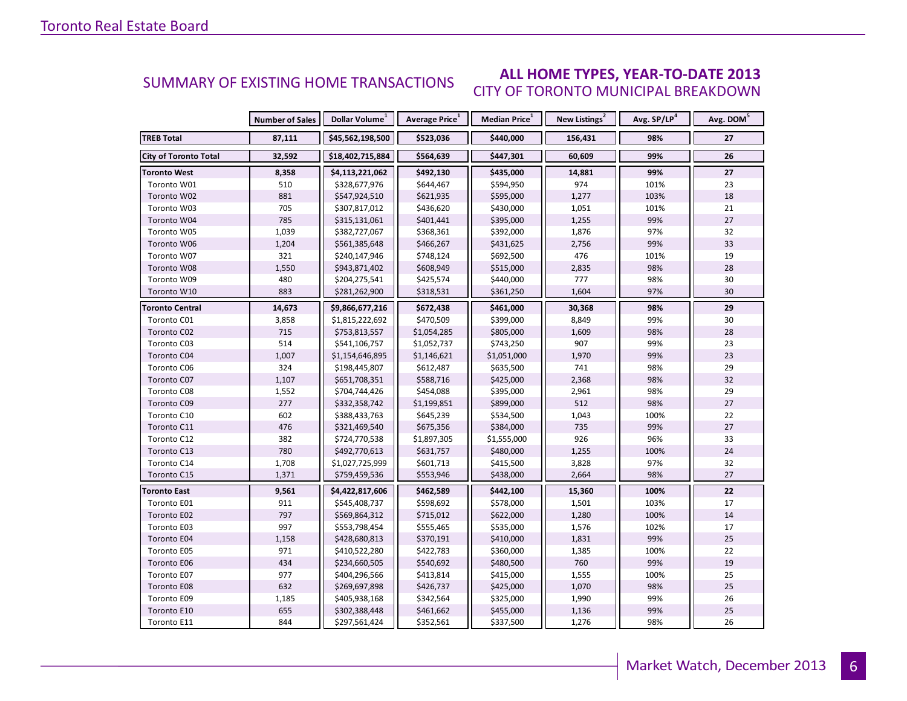## SUMMARY OF EXISTING HOME TRANSACTIONS

### ALL HOME TYPES, YEAR-TO-DATE 2013
CITY OF TORONTO MUNICIPAL BREAKDOWN

| | Number of Sales | Dollar Volume[1] | Average Price[1] | Median Price[1] | New Listings[2] | Avg. SP/LP[4] | Avg. DOM[5] |
|---|---|---|---|---|---|---|---|
| **TREB Total** | **87,111** | **$45,562,198,500** | **$523,036** | **$440,000** | **156,431** | **98%** | **27** |
| **City of Toronto Total** | **32,592** | **$18,402,715,884** | **$564,639** | **$447,301** | **60,609** | **99%** | **26** |
| **Toronto West** | **8,358** | **$4,113,221,062** | **$492,130** | **$435,000** | **14,881** | **99%** | **27** |
| Toronto W01 | 510 | $328,677,976 | $644,467 | $594,950 | 974 | 101% | 23 |
| Toronto W02 | 881 | $547,924,510 | $621,935 | $595,000 | 1,277 | 103% | 18 |
| Toronto W03 | 705 | $307,817,012 | $436,620 | $430,000 | 1,051 | 101% | 21 |
| Toronto W04 | 785 | $315,131,061 | $401,441 | $395,000 | 1,255 | 99% | 27 |
| Toronto W05 | 1,039 | $382,727,067 | $368,361 | $392,000 | 1,876 | 97% | 32 |
| Toronto W06 | 1,204 | $561,385,648 | $466,267 | $431,625 | 2,756 | 99% | 33 |
| Toronto W07 | 321 | $240,147,946 | $748,124 | $692,500 | 476 | 101% | 19 |
| Toronto W08 | 1,550 | $943,871,402 | $608,949 | $515,000 | 2,835 | 98% | 28 |
| Toronto W09 | 480 | $204,275,541 | $425,574 | $440,000 | 777 | 98% | 30 |
| Toronto W10 | 883 | $281,262,900 | $318,531 | $361,250 | 1,604 | 97% | 30 |
| **Toronto Central** | **14,673** | **$9,866,677,216** | **$672,438** | **$461,000** | **30,368** | **98%** | **29** |
| Toronto C01 | 3,858 | $1,815,222,692 | $470,509 | $399,000 | 8,849 | 99% | 30 |
| Toronto C02 | 715 | $753,813,557 | $1,054,285 | $805,000 | 1,609 | 98% | 28 |
| Toronto C03 | 514 | $541,106,757 | $1,052,737 | $743,250 | 907 | 99% | 23 |
| Toronto C04 | 1,007 | $1,154,646,895 | $1,146,621 | $1,051,000 | 1,970 | 99% | 23 |
| Toronto C06 | 324 | $198,445,807 | $612,487 | $635,500 | 741 | 98% | 29 |
| Toronto C07 | 1,107 | $651,708,351 | $588,716 | $425,000 | 2,368 | 98% | 32 |
| Toronto C08 | 1,552 | $704,744,426 | $454,088 | $395,000 | 2,961 | 98% | 29 |
| Toronto C09 | 277 | $332,358,742 | $1,199,851 | $899,000 | 512 | 98% | 27 |
| Toronto C10 | 602 | $388,433,763 | $645,239 | $534,500 | 1,043 | 100% | 22 |
| Toronto C11 | 476 | $321,469,540 | $675,356 | $384,000 | 735 | 99% | 27 |
| Toronto C12 | 382 | $724,770,538 | $1,897,305 | $1,555,000 | 926 | 96% | 33 |
| Toronto C13 | 780 | $492,770,613 | $631,757 | $480,000 | 1,255 | 100% | 24 |
| Toronto C14 | 1,708 | $1,027,725,999 | $601,713 | $415,500 | 3,828 | 97% | 32 |
| Toronto C15 | 1,371 | $759,459,536 | $553,946 | $438,000 | 2,664 | 98% | 27 |
| **Toronto East** | **9,561** | **$4,422,817,606** | **$462,589** | **$442,100** | **15,360** | **100%** | **22** |
| Toronto E01 | 911 | $545,408,737 | $598,692 | $578,000 | 1,501 | 103% | 17 |
| Toronto E02 | 797 | $569,864,312 | $715,012 | $622,000 | 1,280 | 100% | 14 |
| Toronto E03 | 997 | $553,798,454 | $555,465 | $535,000 | 1,576 | 102% | 17 |
| Toronto E04 | 1,158 | $428,680,813 | $370,191 | $410,000 | 1,831 | 99% | 25 |
| Toronto E05 | 971 | $410,522,280 | $422,783 | $360,000 | 1,385 | 100% | 22 |
| Toronto E06 | 434 | $234,660,505 | $540,692 | $480,500 | 760 | 99% | 19 |
| Toronto E07 | 977 | $404,296,566 | $413,814 | $415,000 | 1,555 | 100% | 25 |
| Toronto E08 | 632 | $269,697,898 | $426,737 | $425,000 | 1,070 | 98% | 25 |
| Toronto E09 | 1,185 | $405,938,168 | $342,564 | $325,000 | 1,990 | 99% | 26 |
| Toronto E10 | 655 | $302,388,448 | $461,662 | $455,000 | 1,136 | 99% | 25 |
| Toronto E11 | 844 | $297,561,424 | $352,561 | $337,500 | 1,276 | 98% | 26 |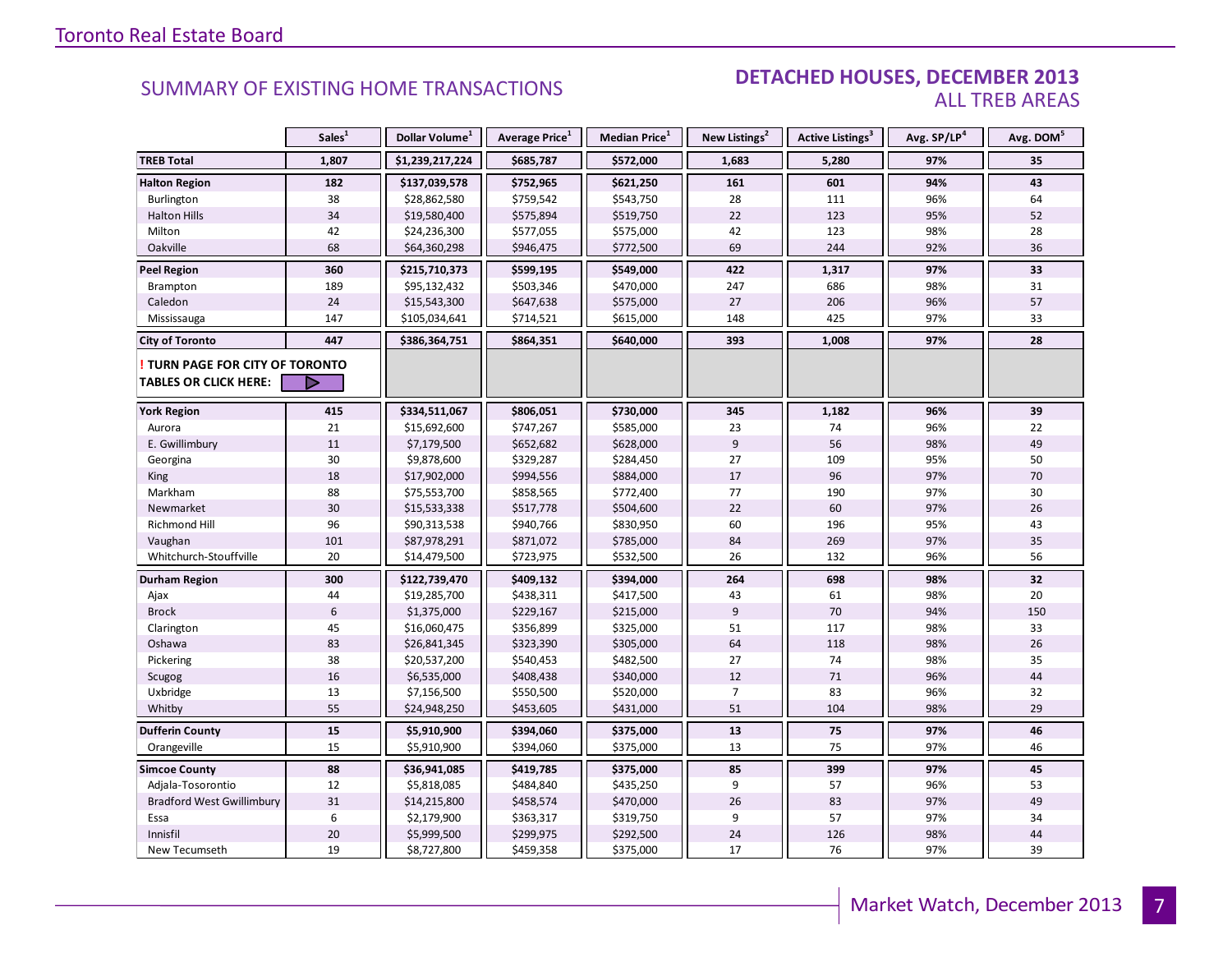Toronto Real Estate Board

## SUMMARY OF EXISTING HOME TRANSACTIONS

## DETACHED HOUSES, DECEMBER 2013
### ALL TREB AREAS

| | Sales[1] | Dollar Volume[1] | Average Price[1] | Median Price[1] | New Listings[2] | Active Listings[3] | Avg. SP/LP[4] | Avg. DOM[5] |
|---|---|---|---|---|---|---|---|---|
| **TREB Total** | **1,807** | **$1,239,217,224** | **$685,787** | **$572,000** | **1,683** | **5,280** | **97%** | **35** |
| **Halton Region** | **182** | **$137,039,578** | **$752,965** | **$621,250** | **161** | **601** | **94%** | **43** |
| Burlington | 38 | $28,862,580 | $759,542 | $543,750 | 28 | 111 | 96% | 64 |
| Halton Hills | 34 | $19,580,400 | $575,894 | $519,750 | 22 | 123 | 95% | 52 |
| Milton | 42 | $24,236,300 | $577,055 | $575,000 | 42 | 123 | 98% | 28 |
| Oakville | 68 | $64,360,298 | $946,475 | $772,500 | 69 | 244 | 92% | 36 |
| **Peel Region** | **360** | **$215,710,373** | **$599,195** | **$549,000** | **422** | **1,317** | **97%** | **33** |
| Brampton | 189 | $95,132,432 | $503,346 | $470,000 | 247 | 686 | 98% | 31 |
| Caledon | 24 | $15,543,300 | $647,638 | $575,000 | 27 | 206 | 96% | 57 |
| Mississauga | 147 | $105,034,641 | $714,521 | $615,000 | 148 | 425 | 97% | 33 |
| **City of Toronto** | **447** | **$386,364,751** | **$864,351** | **$640,000** | **393** | **1,008** | **97%** | **28** |
| **! TURN PAGE FOR CITY OF TORONTO TABLES OR CLICK HERE:** | | | | | | | | |
| **York Region** | **415** | **$334,511,067** | **$806,051** | **$730,000** | **345** | **1,182** | **96%** | **39** |
| Aurora | 21 | $15,692,600 | $747,267 | $585,000 | 23 | 74 | 96% | 22 |
| E. Gwillimbury | 11 | $7,179,500 | $652,682 | $628,000 | 9 | 56 | 98% | 49 |
| Georgina | 30 | $9,878,600 | $329,287 | $284,450 | 27 | 109 | 95% | 50 |
| King | 18 | $17,902,000 | $994,556 | $884,000 | 17 | 96 | 97% | 70 |
| Markham | 88 | $75,553,700 | $858,565 | $772,400 | 77 | 190 | 97% | 30 |
| Newmarket | 30 | $15,533,338 | $517,778 | $504,600 | 22 | 60 | 97% | 26 |
| Richmond Hill | 96 | $90,313,538 | $940,766 | $830,950 | 60 | 196 | 95% | 43 |
| Vaughan | 101 | $87,978,291 | $871,072 | $785,000 | 84 | 269 | 97% | 35 |
| Whitchurch-Stouffville | 20 | $14,479,500 | $723,975 | $532,500 | 26 | 132 | 96% | 56 |
| **Durham Region** | **300** | **$122,739,470** | **$409,132** | **$394,000** | **264** | **698** | **98%** | **32** |
| Ajax | 44 | $19,285,700 | $438,311 | $417,500 | 43 | 61 | 98% | 20 |
| Brock | 6 | $1,375,000 | $229,167 | $215,000 | 9 | 70 | 94% | 150 |
| Clarington | 45 | $16,060,475 | $356,899 | $325,000 | 51 | 117 | 98% | 33 |
| Oshawa | 83 | $26,841,345 | $323,390 | $305,000 | 64 | 118 | 98% | 26 |
| Pickering | 38 | $20,537,200 | $540,453 | $482,500 | 27 | 74 | 98% | 35 |
| Scugog | 16 | $6,535,000 | $408,438 | $340,000 | 12 | 71 | 96% | 44 |
| Uxbridge | 13 | $7,156,500 | $550,500 | $520,000 | 7 | 83 | 96% | 32 |
| Whitby | 55 | $24,948,250 | $453,605 | $431,000 | 51 | 104 | 98% | 29 |
| **Dufferin County** | **15** | **$5,910,900** | **$394,060** | **$375,000** | **13** | **75** | **97%** | **46** |
| Orangeville | 15 | $5,910,900 | $394,060 | $375,000 | 13 | 75 | 97% | 46 |
| **Simcoe County** | **88** | **$36,941,085** | **$419,785** | **$375,000** | **85** | **399** | **97%** | **45** |
| Adjala-Tosorontio | 12 | $5,818,085 | $484,840 | $435,250 | 9 | 57 | 96% | 53 |
| Bradford West Gwillimbury | 31 | $14,215,800 | $458,574 | $470,000 | 26 | 83 | 97% | 49 |
| Essa | 6 | $2,179,900 | $363,317 | $319,750 | 9 | 57 | 97% | 34 |
| Innisfil | 20 | $5,999,500 | $299,975 | $292,500 | 24 | 126 | 98% | 44 |
| New Tecumseth | 19 | $8,727,800 | $459,358 | $375,000 | 17 | 76 | 97% | 39 |

Market Watch, December 2013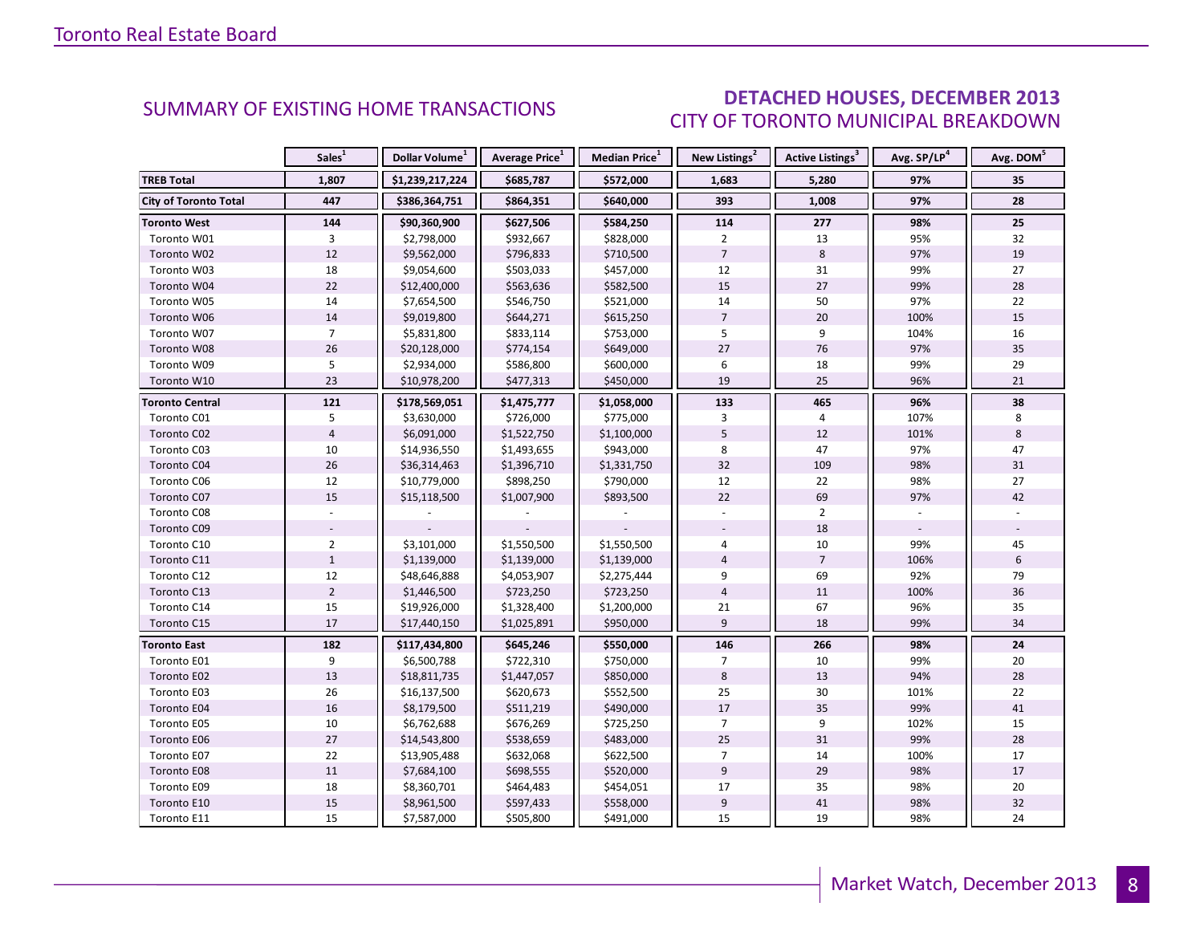## SUMMARY OF EXISTING HOME TRANSACTIONS

## DETACHED HOUSES, DECEMBER 2013
### CITY OF TORONTO MUNICIPAL BREAKDOWN

| | Sales[1] | Dollar Volume[1] | Average Price[1] | Median Price[1] | New Listings[2] | Active Listings[3] | Avg. SP/LP[4] | Avg. DOM[5] |
|---|---|---|---|---|---|---|---|---|
| **TREB Total** | **1,807** | **$1,239,217,224** | **$685,787** | **$572,000** | **1,683** | **5,280** | **97%** | **35** |
| **City of Toronto Total** | **447** | **$386,364,751** | **$864,351** | **$640,000** | **393** | **1,008** | **97%** | **28** |
| **Toronto West** | **144** | **$90,360,900** | **$627,506** | **$584,250** | **114** | **277** | **98%** | **25** |
| Toronto W01 | 3 | $2,798,000 | $932,667 | $828,000 | 2 | 13 | 95% | 32 |
| Toronto W02 | 12 | $9,562,000 | $796,833 | $710,500 | 7 | 8 | 97% | 19 |
| Toronto W03 | 18 | $9,054,600 | $503,033 | $457,000 | 12 | 31 | 99% | 27 |
| Toronto W04 | 22 | $12,400,000 | $563,636 | $582,500 | 15 | 27 | 99% | 28 |
| Toronto W05 | 14 | $7,654,500 | $546,750 | $521,000 | 14 | 50 | 97% | 22 |
| Toronto W06 | 14 | $9,019,800 | $644,271 | $615,250 | 7 | 20 | 100% | 15 |
| Toronto W07 | 7 | $5,831,800 | $833,114 | $753,000 | 5 | 9 | 104% | 16 |
| Toronto W08 | 26 | $20,128,000 | $774,154 | $649,000 | 27 | 76 | 97% | 35 |
| Toronto W09 | 5 | $2,934,000 | $586,800 | $600,000 | 6 | 18 | 99% | 29 |
| Toronto W10 | 23 | $10,978,200 | $477,313 | $450,000 | 19 | 25 | 96% | 21 |
| **Toronto Central** | **121** | **$178,569,051** | **$1,475,777** | **$1,058,000** | **133** | **465** | **96%** | **38** |
| Toronto C01 | 5 | $3,630,000 | $726,000 | $775,000 | 3 | 4 | 107% | 8 |
| Toronto C02 | 4 | $6,091,000 | $1,522,750 | $1,100,000 | 5 | 12 | 101% | 8 |
| Toronto C03 | 10 | $14,936,550 | $1,493,655 | $943,000 | 8 | 47 | 97% | 47 |
| Toronto C04 | 26 | $36,314,463 | $1,396,710 | $1,331,750 | 32 | 109 | 98% | 31 |
| Toronto C06 | 12 | $10,779,000 | $898,250 | $790,000 | 12 | 22 | 98% | 27 |
| Toronto C07 | 15 | $15,118,500 | $1,007,900 | $893,500 | 22 | 69 | 97% | 42 |
| Toronto C08 | - | - | - | - | - | 2 | - | - |
| Toronto C09 | - | - | - | - | - | 18 | - | - |
| Toronto C10 | 2 | $3,101,000 | $1,550,500 | $1,550,500 | 4 | 10 | 99% | 45 |
| Toronto C11 | 1 | $1,139,000 | $1,139,000 | $1,139,000 | 4 | 7 | 106% | 6 |
| Toronto C12 | 12 | $48,646,888 | $4,053,907 | $2,275,444 | 9 | 69 | 92% | 79 |
| Toronto C13 | 2 | $1,446,500 | $723,250 | $723,250 | 4 | 11 | 100% | 36 |
| Toronto C14 | 15 | $19,926,000 | $1,328,400 | $1,200,000 | 21 | 67 | 96% | 35 |
| Toronto C15 | 17 | $17,440,150 | $1,025,891 | $950,000 | 9 | 18 | 99% | 34 |
| **Toronto East** | **182** | **$117,434,800** | **$645,246** | **$550,000** | **146** | **266** | **98%** | **24** |
| Toronto E01 | 9 | $6,500,788 | $722,310 | $750,000 | 7 | 10 | 99% | 20 |
| Toronto E02 | 13 | $18,811,735 | $1,447,057 | $850,000 | 8 | 13 | 94% | 28 |
| Toronto E03 | 26 | $16,137,500 | $620,673 | $552,500 | 25 | 30 | 101% | 22 |
| Toronto E04 | 16 | $8,179,500 | $511,219 | $490,000 | 17 | 35 | 99% | 41 |
| Toronto E05 | 10 | $6,762,688 | $676,269 | $725,250 | 7 | 9 | 102% | 15 |
| Toronto E06 | 27 | $14,543,800 | $538,659 | $483,000 | 25 | 31 | 99% | 28 |
| Toronto E07 | 22 | $13,905,488 | $632,068 | $622,500 | 7 | 14 | 100% | 17 |
| Toronto E08 | 11 | $7,684,100 | $698,555 | $520,000 | 9 | 29 | 98% | 17 |
| Toronto E09 | 18 | $8,360,701 | $464,483 | $454,051 | 17 | 35 | 98% | 20 |
| Toronto E10 | 15 | $8,961,500 | $597,433 | $558,000 | 9 | 41 | 98% | 32 |
| Toronto E11 | 15 | $7,587,000 | $505,800 | $491,000 | 15 | 19 | 98% | 24 |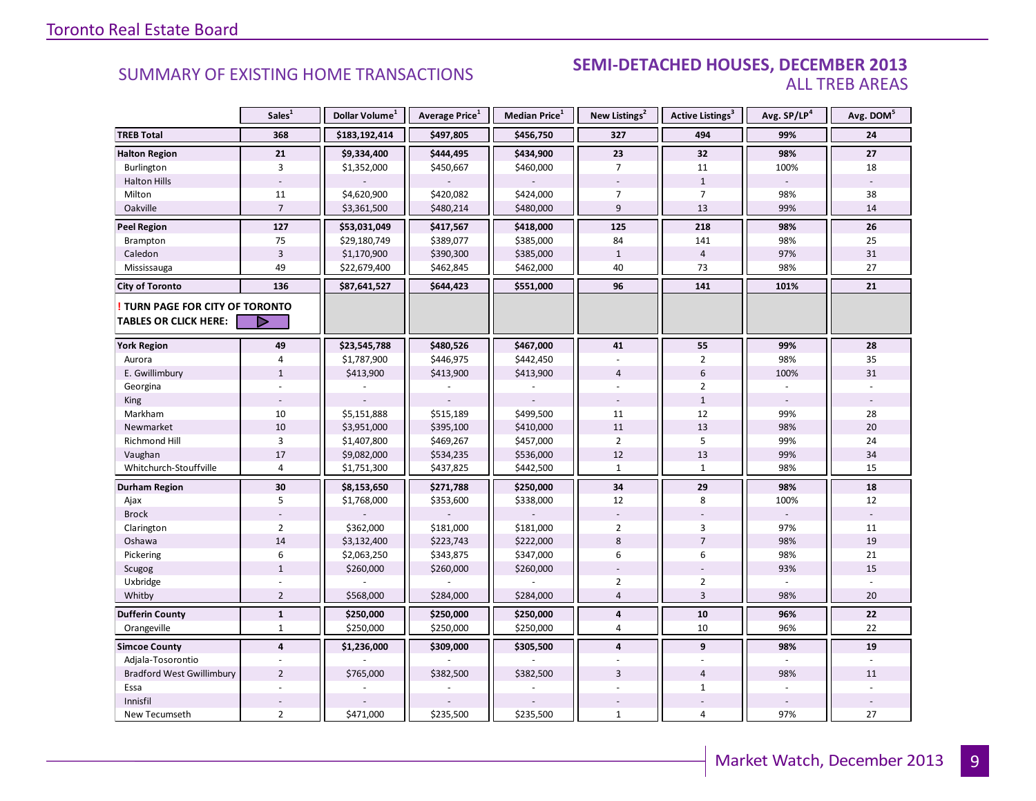# SUMMARY OF EXISTING HOME TRANSACTIONS

## SEMI-DETACHED HOUSES, DECEMBER 2013
### ALL TREB AREAS

| | Sales[1] | Dollar Volume[1] | Average Price[1] | Median Price[1] | New Listings[2] | Active Listings[3] | Avg. SP/LP[4] | Avg. DOM[5] |
|---|---|---|---|---|---|---|---|---|
| **TREB Total** | **368** | **$183,192,414** | **$497,805** | **$456,750** | **327** | **494** | **99%** | **24** |
| **Halton Region** | **21** | **$9,334,400** | **$444,495** | **$434,900** | **23** | **32** | **98%** | **27** |
| Burlington | 3 | $1,352,000 | $450,667 | $460,000 | 7 | 11 | 100% | 18 |
| Halton Hills | - | - | - | - | - | 1 | - | - |
| Milton | 11 | $4,620,900 | $420,082 | $424,000 | 7 | 7 | 98% | 38 |
| Oakville | 7 | $3,361,500 | $480,214 | $480,000 | 9 | 13 | 99% | 14 |
| **Peel Region** | **127** | **$53,031,049** | **$417,567** | **$418,000** | **125** | **218** | **98%** | **26** |
| Brampton | 75 | $29,180,749 | $389,077 | $385,000 | 84 | 141 | 98% | 25 |
| Caledon | 3 | $1,170,900 | $390,300 | $385,000 | 1 | 4 | 97% | 31 |
| Mississauga | 49 | $22,679,400 | $462,845 | $462,000 | 40 | 73 | 98% | 27 |
| **City of Toronto** | **136** | **$87,641,527** | **$644,423** | **$551,000** | **96** | **141** | **101%** | **21** |
| **! TURN PAGE FOR CITY OF TORONTO TABLES OR CLICK HERE:** | | | | | | | | |
| **York Region** | **49** | **$23,545,788** | **$480,526** | **$467,000** | **41** | **55** | **99%** | **28** |
| Aurora | 4 | $1,787,900 | $446,975 | $442,450 | - | 2 | 98% | 35 |
| E. Gwillimbury | 1 | $413,900 | $413,900 | $413,900 | 4 | 6 | 100% | 31 |
| Georgina | - | - | - | - | - | 2 | - | - |
| King | - | - | - | - | - | 1 | - | - |
| Markham | 10 | $5,151,888 | $515,189 | $499,500 | 11 | 12 | 99% | 28 |
| Newmarket | 10 | $3,951,000 | $395,100 | $410,000 | 11 | 13 | 98% | 20 |
| Richmond Hill | 3 | $1,407,800 | $469,267 | $457,000 | 2 | 5 | 99% | 24 |
| Vaughan | 17 | $9,082,000 | $534,235 | $536,000 | 12 | 13 | 99% | 34 |
| Whitchurch-Stouffville | 4 | $1,751,300 | $437,825 | $442,500 | 1 | 1 | 98% | 15 |
| **Durham Region** | **30** | **$8,153,650** | **$271,788** | **$250,000** | **34** | **29** | **98%** | **18** |
| Ajax | 5 | $1,768,000 | $353,600 | $338,000 | 12 | 8 | 100% | 12 |
| Brock | - | - | - | - | - | - | - | - |
| Clarington | 2 | $362,000 | $181,000 | $181,000 | 2 | 3 | 97% | 11 |
| Oshawa | 14 | $3,132,400 | $223,743 | $222,000 | 8 | 7 | 98% | 19 |
| Pickering | 6 | $2,063,250 | $343,875 | $347,000 | 6 | 6 | 98% | 21 |
| Scugog | 1 | $260,000 | $260,000 | $260,000 | - | - | 93% | 15 |
| Uxbridge | - | - | - | - | 2 | 2 | - | - |
| Whitby | 2 | $568,000 | $284,000 | $284,000 | 4 | 3 | 98% | 20 |
| **Dufferin County** | **1** | **$250,000** | **$250,000** | **$250,000** | **4** | **10** | **96%** | **22** |
| Orangeville | 1 | $250,000 | $250,000 | $250,000 | 4 | 10 | 96% | 22 |
| **Simcoe County** | **4** | **$1,236,000** | **$309,000** | **$305,500** | **4** | **9** | **98%** | **19** |
| Adjala-Tosorontio | - | - | - | - | - | - | - | - |
| Bradford West Gwillimbury | 2 | $765,000 | $382,500 | $382,500 | 3 | 4 | 98% | 11 |
| Essa | - | - | - | - | - | 1 | - | - |
| Innisfil | - | - | - | - | - | - | - | - |
| New Tecumseth | 2 | $471,000 | $235,500 | $235,500 | 1 | 4 | 97% | 27 |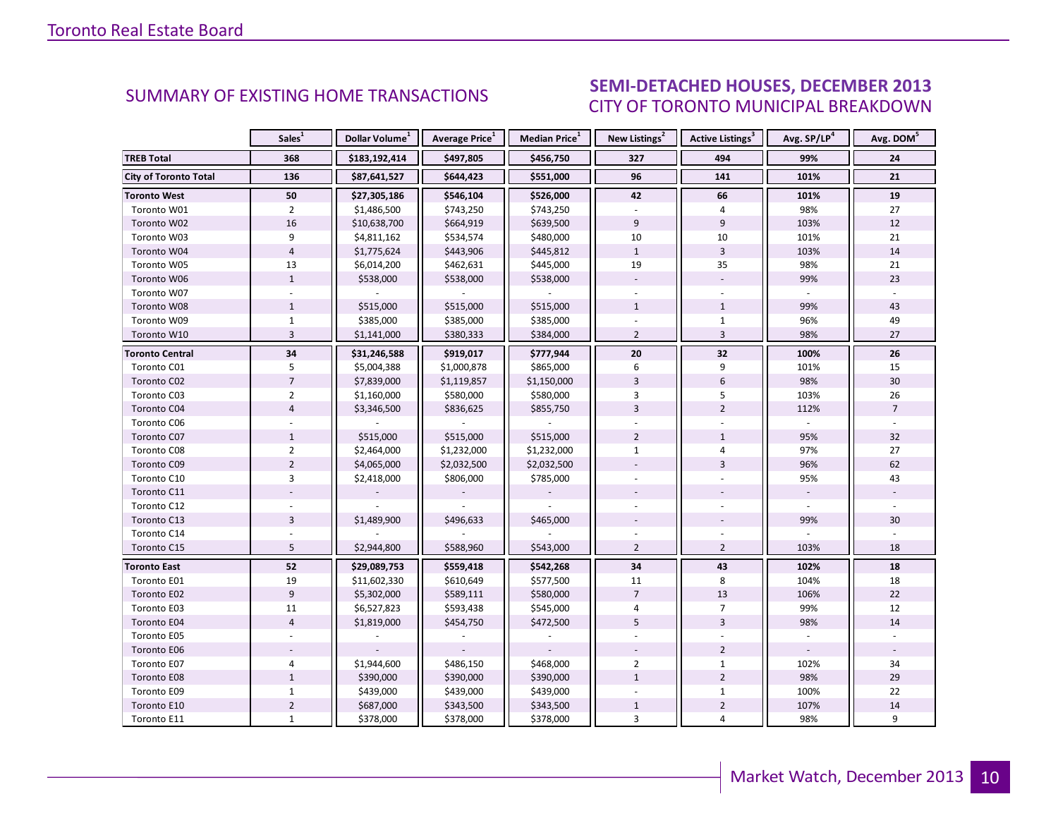## SUMMARY OF EXISTING HOME TRANSACTIONS

## SEMI-DETACHED HOUSES, DECEMBER 2013
### CITY OF TORONTO MUNICIPAL BREAKDOWN

| | Sales[1] | Dollar Volume[1] | Average Price[1] | Median Price[1] | New Listings[2] | Active Listings[3] | Avg. SP/LP[4] | Avg. DOM[5] |
|---|---|---|---|---|---|---|---|---|
| **TREB Total** | **368** | **$183,192,414** | **$497,805** | **$456,750** | **327** | **494** | **99%** | **24** |
| **City of Toronto Total** | **136** | **$87,641,527** | **$644,423** | **$551,000** | **96** | **141** | **101%** | **21** |
| **Toronto West** | **50** | **$27,305,186** | **$546,104** | **$526,000** | **42** | **66** | **101%** | **19** |
| Toronto W01 | 2 | $1,486,500 | $743,250 | $743,250 | - | 4 | 98% | 27 |
| Toronto W02 | 16 | $10,638,700 | $664,919 | $639,500 | 9 | 9 | 103% | 12 |
| Toronto W03 | 9 | $4,811,162 | $534,574 | $480,000 | 10 | 10 | 101% | 21 |
| Toronto W04 | 4 | $1,775,624 | $443,906 | $445,812 | 1 | 3 | 103% | 14 |
| Toronto W05 | 13 | $6,014,200 | $462,631 | $445,000 | 19 | 35 | 98% | 21 |
| Toronto W06 | 1 | $538,000 | $538,000 | $538,000 | - | - | 99% | 23 |
| Toronto W07 | - | - | - | - | - | - | - | - |
| Toronto W08 | 1 | $515,000 | $515,000 | $515,000 | 1 | 1 | 99% | 43 |
| Toronto W09 | 1 | $385,000 | $385,000 | $385,000 | - | 1 | 96% | 49 |
| Toronto W10 | 3 | $1,141,000 | $380,333 | $384,000 | 2 | 3 | 98% | 27 |
| **Toronto Central** | **34** | **$31,246,588** | **$919,017** | **$777,944** | **20** | **32** | **100%** | **26** |
| Toronto C01 | 5 | $5,004,388 | $1,000,878 | $865,000 | 6 | 9 | 101% | 15 |
| Toronto C02 | 7 | $7,839,000 | $1,119,857 | $1,150,000 | 3 | 6 | 98% | 30 |
| Toronto C03 | 2 | $1,160,000 | $580,000 | $580,000 | 3 | 5 | 103% | 26 |
| Toronto C04 | 4 | $3,346,500 | $836,625 | $855,750 | 3 | 2 | 112% | 7 |
| Toronto C06 | - | - | - | - | - | - | - | - |
| Toronto C07 | 1 | $515,000 | $515,000 | $515,000 | 2 | 1 | 95% | 32 |
| Toronto C08 | 2 | $2,464,000 | $1,232,000 | $1,232,000 | 1 | 4 | 97% | 27 |
| Toronto C09 | 2 | $4,065,000 | $2,032,500 | $2,032,500 | - | 3 | 96% | 62 |
| Toronto C10 | 3 | $2,418,000 | $806,000 | $785,000 | - | - | 95% | 43 |
| Toronto C11 | - | - | - | - | - | - | - | - |
| Toronto C12 | - | - | - | - | - | - | - | - |
| Toronto C13 | 3 | $1,489,900 | $496,633 | $465,000 | - | - | 99% | 30 |
| Toronto C14 | - | - | - | - | - | - | - | - |
| Toronto C15 | 5 | $2,944,800 | $588,960 | $543,000 | 2 | 2 | 103% | 18 |
| **Toronto East** | **52** | **$29,089,753** | **$559,418** | **$542,268** | **34** | **43** | **102%** | **18** |
| Toronto E01 | 19 | $11,602,330 | $610,649 | $577,500 | 11 | 8 | 104% | 18 |
| Toronto E02 | 9 | $5,302,000 | $589,111 | $580,000 | 7 | 13 | 106% | 22 |
| Toronto E03 | 11 | $6,527,823 | $593,438 | $545,000 | 4 | 7 | 99% | 12 |
| Toronto E04 | 4 | $1,819,000 | $454,750 | $472,500 | 5 | 3 | 98% | 14 |
| Toronto E05 | - | - | - | - | - | - | - | - |
| Toronto E06 | - | - | - | - | - | 2 | - | - |
| Toronto E07 | 4 | $1,944,600 | $486,150 | $468,000 | 2 | 1 | 102% | 34 |
| Toronto E08 | 1 | $390,000 | $390,000 | $390,000 | 1 | 2 | 98% | 29 |
| Toronto E09 | 1 | $439,000 | $439,000 | $439,000 | - | 1 | 100% | 22 |
| Toronto E10 | 2 | $687,000 | $343,500 | $343,500 | 1 | 2 | 107% | 14 |
| Toronto E11 | 1 | $378,000 | $378,000 | $378,000 | 3 | 4 | 98% | 9 |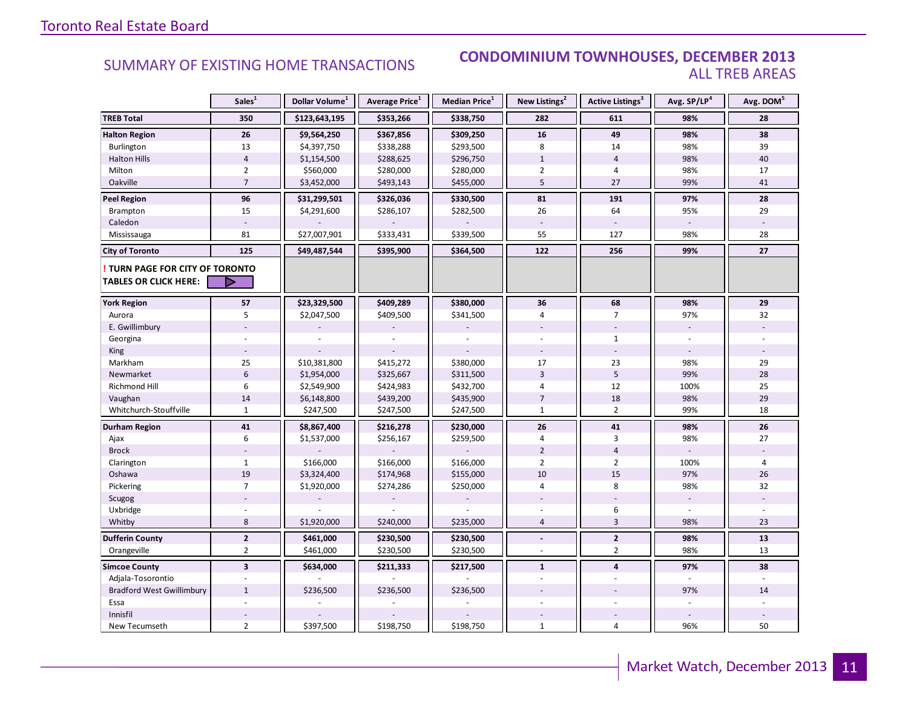## SUMMARY OF EXISTING HOME TRANSACTIONS

## CONDOMINIUM TOWNHOUSES, DECEMBER 2013
### ALL TREB AREAS

| | Sales[1] | Dollar Volume[1] | Average Price[1] | Median Price[1] | New Listings[2] | Active Listings[3] | Avg. SP/LP[4] | Avg. DOM[5] |
|---|---|---|---|---|---|---|---|---|
| **TREB Total** | **350** | **$123,643,195** | **$353,266** | **$338,750** | **282** | **611** | **98%** | **28** |
| **Halton Region** | **26** | **$9,564,250** | **$367,856** | **$309,250** | **16** | **49** | **98%** | **38** |
| Burlington | 13 | $4,397,750 | $338,288 | $293,500 | 8 | 14 | 98% | 39 |
| Halton Hills | 4 | $1,154,500 | $288,625 | $296,750 | 1 | 4 | 98% | 40 |
| Milton | 2 | $560,000 | $280,000 | $280,000 | 2 | 4 | 98% | 17 |
| Oakville | 7 | $3,452,000 | $493,143 | $455,000 | 5 | 27 | 99% | 41 |
| **Peel Region** | **96** | **$31,299,501** | **$326,036** | **$330,500** | **81** | **191** | **97%** | **28** |
| Brampton | 15 | $4,291,600 | $286,107 | $282,500 | 26 | 64 | 95% | 29 |
| Caledon | - | - | - | - | - | - | - | - |
| Mississauga | 81 | $27,007,901 | $333,431 | $339,500 | 55 | 127 | 98% | 28 |
| **City of Toronto** | **125** | **$49,487,544** | **$395,900** | **$364,500** | **122** | **256** | **99%** | **27** |
| **! TURN PAGE FOR CITY OF TORONTO TABLES OR CLICK HERE:** | | | | | | | | |
| **York Region** | **57** | **$23,329,500** | **$409,289** | **$380,000** | **36** | **68** | **98%** | **29** |
| Aurora | 5 | $2,047,500 | $409,500 | $341,500 | 4 | 7 | 97% | 32 |
| E. Gwillimbury | - | - | - | - | - | - | - | - |
| Georgina | - | - | - | - | - | 1 | - | - |
| King | - | - | - | - | - | - | - | - |
| Markham | 25 | $10,381,800 | $415,272 | $380,000 | 17 | 23 | 98% | 29 |
| Newmarket | 6 | $1,954,000 | $325,667 | $311,500 | 3 | 5 | 99% | 28 |
| Richmond Hill | 6 | $2,549,900 | $424,983 | $432,700 | 4 | 12 | 100% | 25 |
| Vaughan | 14 | $6,148,800 | $439,200 | $435,900 | 7 | 18 | 98% | 29 |
| Whitchurch-Stouffville | 1 | $247,500 | $247,500 | $247,500 | 1 | 2 | 99% | 18 |
| **Durham Region** | **41** | **$8,867,400** | **$216,278** | **$230,000** | **26** | **41** | **98%** | **26** |
| Ajax | 6 | $1,537,000 | $256,167 | $259,500 | 4 | 3 | 98% | 27 |
| Brock | - | - | - | - | 2 | 4 | - | - |
| Clarington | 1 | $166,000 | $166,000 | $166,000 | 2 | 2 | 100% | 4 |
| Oshawa | 19 | $3,324,400 | $174,968 | $155,000 | 10 | 15 | 97% | 26 |
| Pickering | 7 | $1,920,000 | $274,286 | $250,000 | 4 | 8 | 98% | 32 |
| Scugog | - | - | - | - | - | - | - | - |
| Uxbridge | - | - | - | - | - | 6 | - | - |
| Whitby | 8 | $1,920,000 | $240,000 | $235,000 | 4 | 3 | 98% | 23 |
| **Dufferin County** | **2** | **$461,000** | **$230,500** | **$230,500** | **-** | **2** | **98%** | **13** |
| Orangeville | 2 | $461,000 | $230,500 | $230,500 | - | 2 | 98% | 13 |
| **Simcoe County** | **3** | **$634,000** | **$211,333** | **$217,500** | **1** | **4** | **97%** | **38** |
| Adjala-Tosorontio | - | - | - | - | - | - | - | - |
| Bradford West Gwillimbury | 1 | $236,500 | $236,500 | $236,500 | - | - | 97% | 14 |
| Essa | - | - | - | - | - | - | - | - |
| Innisfil | - | - | - | - | - | - | - | - |
| New Tecumseth | 2 | $397,500 | $198,750 | $198,750 | 1 | 4 | 96% | 50 |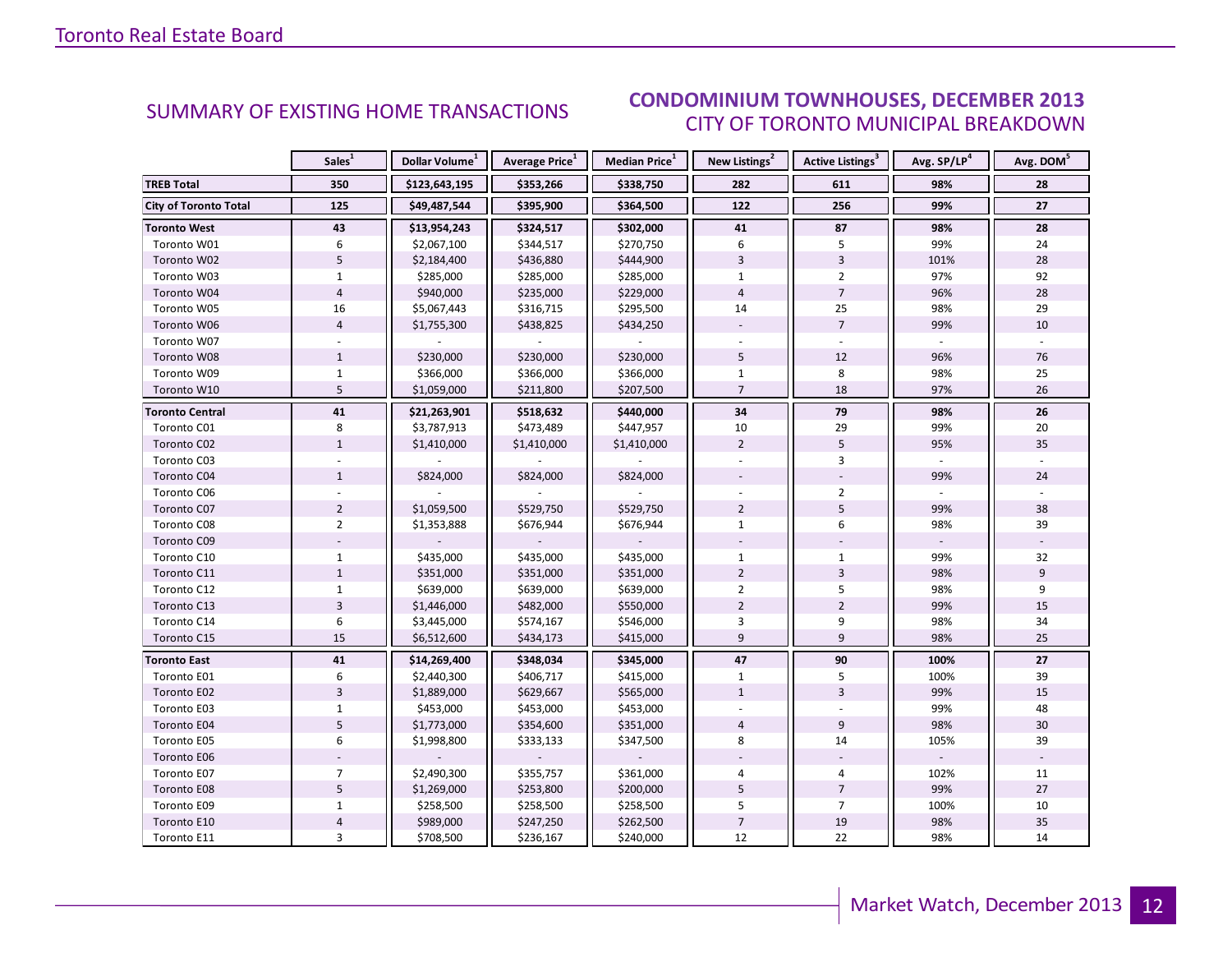## SUMMARY OF EXISTING HOME TRANSACTIONS

## CONDOMINIUM TOWNHOUSES, DECEMBER 2013
### CITY OF TORONTO MUNICIPAL BREAKDOWN

| | Sales[1] | Dollar Volume[1] | Average Price[1] | Median Price[1] | New Listings[2] | Active Listings[3] | Avg. SP/LP[4] | Avg. DOM[5] |
|---|---|---|---|---|---|---|---|---|
| **TREB Total** | **350** | **$123,643,195** | **$353,266** | **$338,750** | **282** | **611** | **98%** | **28** |
| **City of Toronto Total** | **125** | **$49,487,544** | **$395,900** | **$364,500** | **122** | **256** | **99%** | **27** |
| **Toronto West** | **43** | **$13,954,243** | **$324,517** | **$302,000** | **41** | **87** | **98%** | **28** |
| Toronto W01 | 6 | $2,067,100 | $344,517 | $270,750 | 6 | 5 | 99% | 24 |
| Toronto W02 | 5 | $2,184,400 | $436,880 | $444,900 | 3 | 3 | 101% | 28 |
| Toronto W03 | 1 | $285,000 | $285,000 | $285,000 | 1 | 2 | 97% | 92 |
| Toronto W04 | 4 | $940,000 | $235,000 | $229,000 | 4 | 7 | 96% | 28 |
| Toronto W05 | 16 | $5,067,443 | $316,715 | $295,500 | 14 | 25 | 98% | 29 |
| Toronto W06 | 4 | $1,755,300 | $438,825 | $434,250 | - | 7 | 99% | 10 |
| Toronto W07 | - | - | - | - | - | - | - | - |
| Toronto W08 | 1 | $230,000 | $230,000 | $230,000 | 5 | 12 | 96% | 76 |
| Toronto W09 | 1 | $366,000 | $366,000 | $366,000 | 1 | 8 | 98% | 25 |
| Toronto W10 | 5 | $1,059,000 | $211,800 | $207,500 | 7 | 18 | 97% | 26 |
| **Toronto Central** | **41** | **$21,263,901** | **$518,632** | **$440,000** | **34** | **79** | **98%** | **26** |
| Toronto C01 | 8 | $3,787,913 | $473,489 | $447,957 | 10 | 29 | 99% | 20 |
| Toronto C02 | 1 | $1,410,000 | $1,410,000 | $1,410,000 | 2 | 5 | 95% | 35 |
| Toronto C03 | - | - | - | - | - | 3 | - | - |
| Toronto C04 | 1 | $824,000 | $824,000 | $824,000 | - | - | 99% | 24 |
| Toronto C06 | - | - | - | - | - | 2 | - | - |
| Toronto C07 | 2 | $1,059,500 | $529,750 | $529,750 | 2 | 5 | 99% | 38 |
| Toronto C08 | 2 | $1,353,888 | $676,944 | $676,944 | 1 | 6 | 98% | 39 |
| Toronto C09 | - | - | - | - | - | - | - | - |
| Toronto C10 | 1 | $435,000 | $435,000 | $435,000 | 1 | 1 | 99% | 32 |
| Toronto C11 | 1 | $351,000 | $351,000 | $351,000 | 2 | 3 | 98% | 9 |
| Toronto C12 | 1 | $639,000 | $639,000 | $639,000 | 2 | 5 | 98% | 9 |
| Toronto C13 | 3 | $1,446,000 | $482,000 | $550,000 | 2 | 2 | 99% | 15 |
| Toronto C14 | 6 | $3,445,000 | $574,167 | $546,000 | 3 | 9 | 98% | 34 |
| Toronto C15 | 15 | $6,512,600 | $434,173 | $415,000 | 9 | 9 | 98% | 25 |
| **Toronto East** | **41** | **$14,269,400** | **$348,034** | **$345,000** | **47** | **90** | **100%** | **27** |
| Toronto E01 | 6 | $2,440,300 | $406,717 | $415,000 | 1 | 5 | 100% | 39 |
| Toronto E02 | 3 | $1,889,000 | $629,667 | $565,000 | 1 | 3 | 99% | 15 |
| Toronto E03 | 1 | $453,000 | $453,000 | $453,000 | - | - | 99% | 48 |
| Toronto E04 | 5 | $1,773,000 | $354,600 | $351,000 | 4 | 9 | 98% | 30 |
| Toronto E05 | 6 | $1,998,800 | $333,133 | $347,500 | 8 | 14 | 105% | 39 |
| Toronto E06 | - | - | - | - | - | - | - | - |
| Toronto E07 | 7 | $2,490,300 | $355,757 | $361,000 | 4 | 4 | 102% | 11 |
| Toronto E08 | 5 | $1,269,000 | $253,800 | $200,000 | 5 | 7 | 99% | 27 |
| Toronto E09 | 1 | $258,500 | $258,500 | $258,500 | 5 | 7 | 100% | 10 |
| Toronto E10 | 4 | $989,000 | $247,250 | $262,500 | 7 | 19 | 98% | 35 |
| Toronto E11 | 3 | $708,500 | $236,167 | $240,000 | 12 | 22 | 98% | 14 |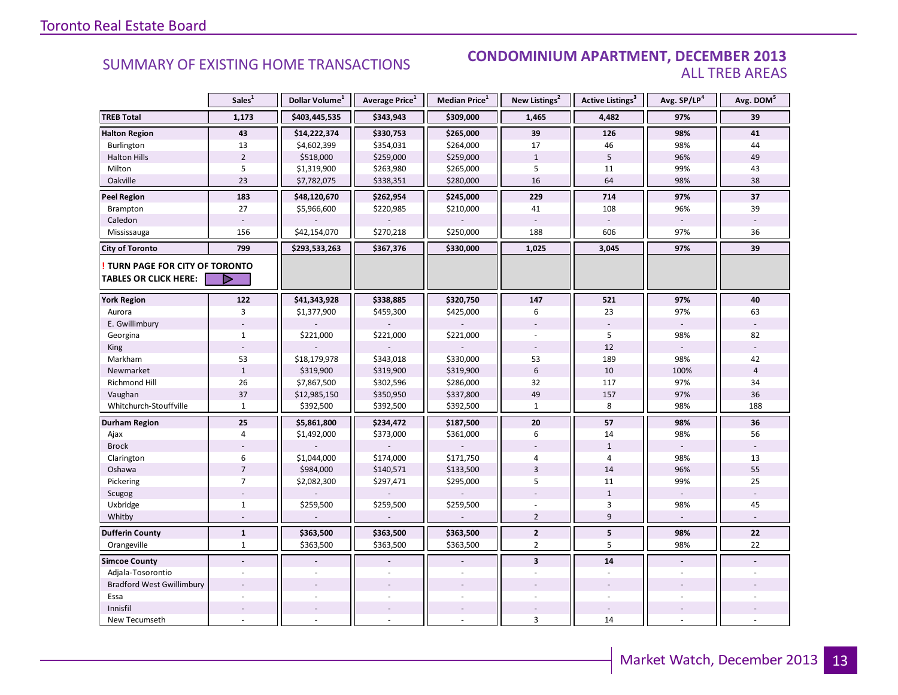Toronto Real Estate Board

## SUMMARY OF EXISTING HOME TRANSACTIONS

## CONDOMINIUM APARTMENT, DECEMBER 2013
### ALL TREB AREAS

| | Sales[1] | Dollar Volume[1] | Average Price[1] | Median Price[1] | New Listings[2] | Active Listings[3] | Avg. SP/LP[4] | Avg. DOM[5] |
|---|---|---|---|---|---|---|---|---|
| **TREB Total** | **1,173** | **$403,445,535** | **$343,943** | **$309,000** | **1,465** | **4,482** | **97%** | **39** |
| **Halton Region** | **43** | **$14,222,374** | **$330,753** | **$265,000** | **39** | **126** | **98%** | **41** |
| Burlington | 13 | $4,602,399 | $354,031 | $264,000 | 17 | 46 | 98% | 44 |
| Halton Hills | 2 | $518,000 | $259,000 | $259,000 | 1 | 5 | 96% | 49 |
| Milton | 5 | $1,319,900 | $263,980 | $265,000 | 5 | 11 | 99% | 43 |
| Oakville | 23 | $7,782,075 | $338,351 | $280,000 | 16 | 64 | 98% | 38 |
| **Peel Region** | **183** | **$48,120,670** | **$262,954** | **$245,000** | **229** | **714** | **97%** | **37** |
| Brampton | 27 | $5,966,600 | $220,985 | $210,000 | 41 | 108 | 96% | 39 |
| Caledon | - | - | - | - | - | - | - | - |
| Mississauga | 156 | $42,154,070 | $270,218 | $250,000 | 188 | 606 | 97% | 36 |
| **City of Toronto** | **799** | **$293,533,263** | **$367,376** | **$330,000** | **1,025** | **3,045** | **97%** | **39** |
| **! TURN PAGE FOR CITY OF TORONTO TABLES OR CLICK HERE:** | | | | | | | | |
| **York Region** | **122** | **$41,343,928** | **$338,885** | **$320,750** | **147** | **521** | **97%** | **40** |
| Aurora | 3 | $1,377,900 | $459,300 | $425,000 | 6 | 23 | 97% | 63 |
| E. Gwillimbury | - | - | - | - | - | - | - | - |
| Georgina | 1 | $221,000 | $221,000 | $221,000 | - | 5 | 98% | 82 |
| King | - | - | - | - | - | 12 | - | - |
| Markham | 53 | $18,179,978 | $343,018 | $330,000 | 53 | 189 | 98% | 42 |
| Newmarket | 1 | $319,900 | $319,900 | $319,900 | 6 | 10 | 100% | 4 |
| Richmond Hill | 26 | $7,867,500 | $302,596 | $286,000 | 32 | 117 | 97% | 34 |
| Vaughan | 37 | $12,985,150 | $350,950 | $337,800 | 49 | 157 | 97% | 36 |
| Whitchurch-Stouffville | 1 | $392,500 | $392,500 | $392,500 | 1 | 8 | 98% | 188 |
| **Durham Region** | **25** | **$5,861,800** | **$234,472** | **$187,500** | **20** | **57** | **98%** | **36** |
| Ajax | 4 | $1,492,000 | $373,000 | $361,000 | 6 | 14 | 98% | 56 |
| Brock | - | - | - | - | - | 1 | - | - |
| Clarington | 6 | $1,044,000 | $174,000 | $171,750 | 4 | 4 | 98% | 13 |
| Oshawa | 7 | $984,000 | $140,571 | $133,500 | 3 | 14 | 96% | 55 |
| Pickering | 7 | $2,082,300 | $297,471 | $295,000 | 5 | 11 | 99% | 25 |
| Scugog | - | - | - | - | - | 1 | - | - |
| Uxbridge | 1 | $259,500 | $259,500 | $259,500 | - | 3 | 98% | 45 |
| Whitby | - | - | - | - | 2 | 9 | - | - |
| **Dufferin County** | **1** | **$363,500** | **$363,500** | **$363,500** | **2** | **5** | **98%** | **22** |
| Orangeville | 1 | $363,500 | $363,500 | $363,500 | 2 | 5 | 98% | 22 |
| **Simcoe County** | **-** | **-** | **-** | **-** | **3** | **14** | **-** | **-** |
| Adjala-Tosorontio | - | - | - | - | - | - | - | - |
| Bradford West Gwillimbury | - | - | - | - | - | - | - | - |
| Essa | - | - | - | - | - | - | - | - |
| Innisfil | - | - | - | - | - | - | - | - |
| New Tecumseth | - | - | - | - | 3 | 14 | - | - |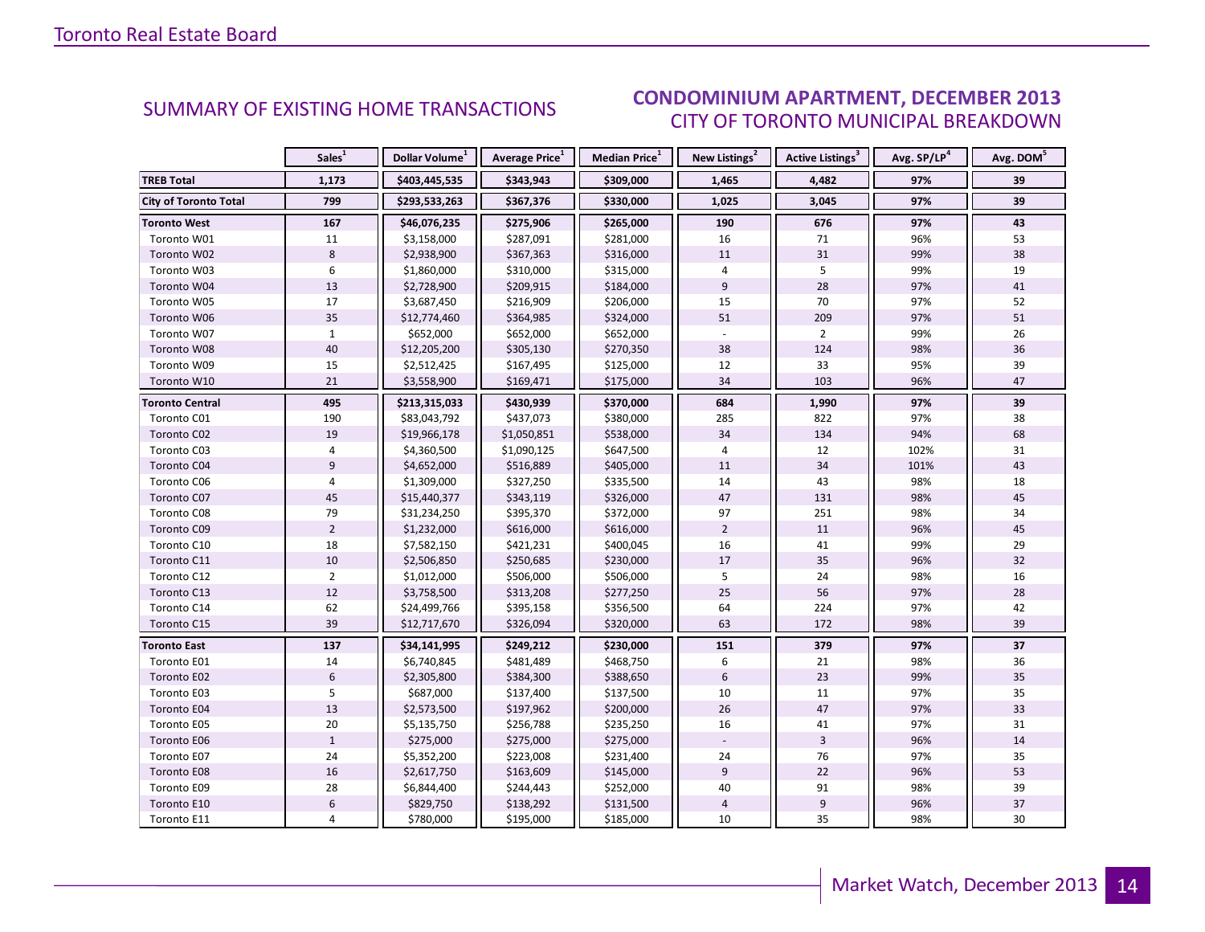## SUMMARY OF EXISTING HOME TRANSACTIONS

## CONDOMINIUM APARTMENT, DECEMBER 2013
### CITY OF TORONTO MUNICIPAL BREAKDOWN

| | Sales[1] | Dollar Volume[1] | Average Price[1] | Median Price[1] | New Listings[2] | Active Listings[3] | Avg. SP/LP[4] | Avg. DOM[5] |
|---|---|---|---|---|---|---|---|---|
| **TREB Total** | **1,173** | **$403,445,535** | **$343,943** | **$309,000** | **1,465** | **4,482** | **97%** | **39** |
| **City of Toronto Total** | **799** | **$293,533,263** | **$367,376** | **$330,000** | **1,025** | **3,045** | **97%** | **39** |
| **Toronto West** | **167** | **$46,076,235** | **$275,906** | **$265,000** | **190** | **676** | **97%** | **43** |
| Toronto W01 | 11 | $3,158,000 | $287,091 | $281,000 | 16 | 71 | 96% | 53 |
| Toronto W02 | 8 | $2,938,900 | $367,363 | $316,000 | 11 | 31 | 99% | 38 |
| Toronto W03 | 6 | $1,860,000 | $310,000 | $315,000 | 4 | 5 | 99% | 19 |
| Toronto W04 | 13 | $2,728,900 | $209,915 | $184,000 | 9 | 28 | 97% | 41 |
| Toronto W05 | 17 | $3,687,450 | $216,909 | $206,000 | 15 | 70 | 97% | 52 |
| Toronto W06 | 35 | $12,774,460 | $364,985 | $324,000 | 51 | 209 | 97% | 51 |
| Toronto W07 | 1 | $652,000 | $652,000 | $652,000 | - | 2 | 99% | 26 |
| Toronto W08 | 40 | $12,205,200 | $305,130 | $270,350 | 38 | 124 | 98% | 36 |
| Toronto W09 | 15 | $2,512,425 | $167,495 | $125,000 | 12 | 33 | 95% | 39 |
| Toronto W10 | 21 | $3,558,900 | $169,471 | $175,000 | 34 | 103 | 96% | 47 |
| **Toronto Central** | **495** | **$213,315,033** | **$430,939** | **$370,000** | **684** | **1,990** | **97%** | **39** |
| Toronto C01 | 190 | $83,043,792 | $437,073 | $380,000 | 285 | 822 | 97% | 38 |
| Toronto C02 | 19 | $19,966,178 | $1,050,851 | $538,000 | 34 | 134 | 94% | 68 |
| Toronto C03 | 4 | $4,360,500 | $1,090,125 | $647,500 | 4 | 12 | 102% | 31 |
| Toronto C04 | 9 | $4,652,000 | $516,889 | $405,000 | 11 | 34 | 101% | 43 |
| Toronto C06 | 4 | $1,309,000 | $327,250 | $335,500 | 14 | 43 | 98% | 18 |
| Toronto C07 | 45 | $15,440,377 | $343,119 | $326,000 | 47 | 131 | 98% | 45 |
| Toronto C08 | 79 | $31,234,250 | $395,370 | $372,000 | 97 | 251 | 98% | 34 |
| Toronto C09 | 2 | $1,232,000 | $616,000 | $616,000 | 2 | 11 | 96% | 45 |
| Toronto C10 | 18 | $7,582,150 | $421,231 | $400,045 | 16 | 41 | 99% | 29 |
| Toronto C11 | 10 | $2,506,850 | $250,685 | $230,000 | 17 | 35 | 96% | 32 |
| Toronto C12 | 2 | $1,012,000 | $506,000 | $506,000 | 5 | 24 | 98% | 16 |
| Toronto C13 | 12 | $3,758,500 | $313,208 | $277,250 | 25 | 56 | 97% | 28 |
| Toronto C14 | 62 | $24,499,766 | $395,158 | $356,500 | 64 | 224 | 97% | 42 |
| Toronto C15 | 39 | $12,717,670 | $326,094 | $320,000 | 63 | 172 | 98% | 39 |
| **Toronto East** | **137** | **$34,141,995** | **$249,212** | **$230,000** | **151** | **379** | **97%** | **37** |
| Toronto E01 | 14 | $6,740,845 | $481,489 | $468,750 | 6 | 21 | 98% | 36 |
| Toronto E02 | 6 | $2,305,800 | $384,300 | $388,650 | 6 | 23 | 99% | 35 |
| Toronto E03 | 5 | $687,000 | $137,400 | $137,500 | 10 | 11 | 97% | 35 |
| Toronto E04 | 13 | $2,573,500 | $197,962 | $200,000 | 26 | 47 | 97% | 33 |
| Toronto E05 | 20 | $5,135,750 | $256,788 | $235,250 | 16 | 41 | 97% | 31 |
| Toronto E06 | 1 | $275,000 | $275,000 | $275,000 | - | 3 | 96% | 14 |
| Toronto E07 | 24 | $5,352,200 | $223,008 | $231,400 | 24 | 76 | 97% | 35 |
| Toronto E08 | 16 | $2,617,750 | $163,609 | $145,000 | 9 | 22 | 96% | 53 |
| Toronto E09 | 28 | $6,844,400 | $244,443 | $252,000 | 40 | 91 | 98% | 39 |
| Toronto E10 | 6 | $829,750 | $138,292 | $131,500 | 4 | 9 | 96% | 37 |
| Toronto E11 | 4 | $780,000 | $195,000 | $185,000 | 10 | 35 | 98% | 30 |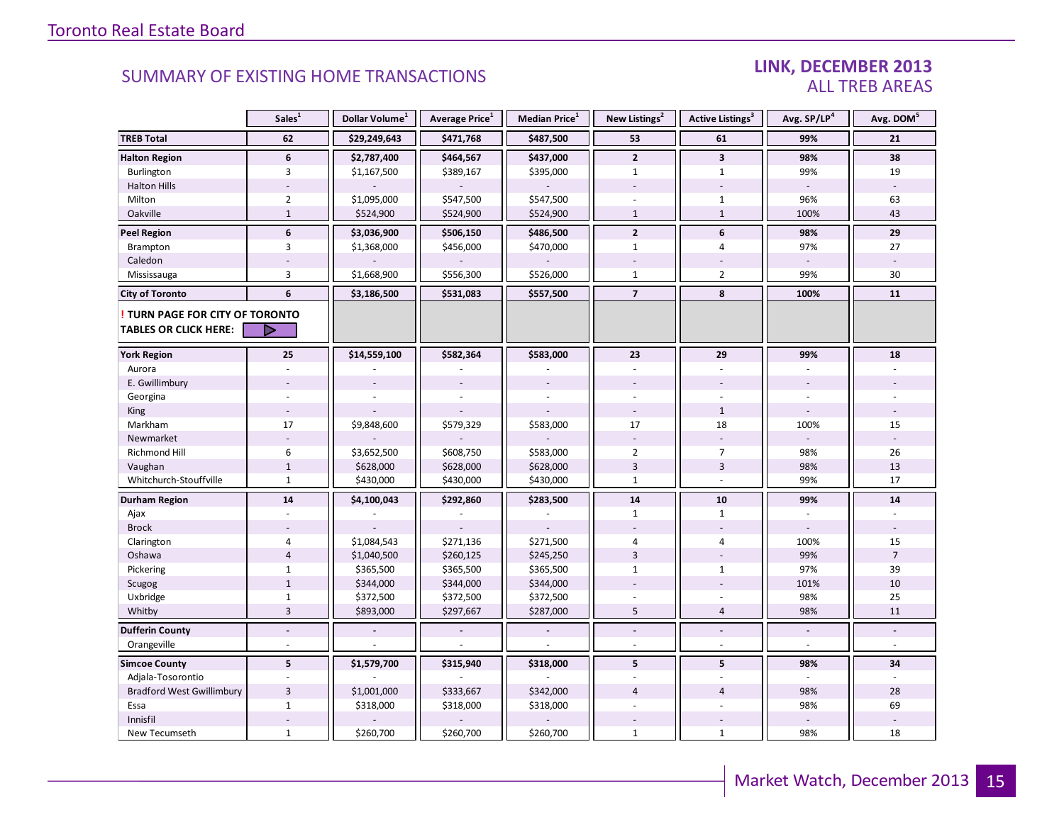## SUMMARY OF EXISTING HOME TRANSACTIONS

### LINK, DECEMBER 2013
### ALL TREB AREAS

| | Sales[1] | Dollar Volume[1] | Average Price[1] | Median Price[1] | New Listings[2] | Active Listings[3] | Avg. SP/LP[4] | Avg. DOM[5] |
|---|---|---|---|---|---|---|---|---|
| **TREB Total** | **62** | **$29,249,643** | **$471,768** | **$487,500** | **53** | **61** | **99%** | **21** |
| **Halton Region** | **6** | **$2,787,400** | **$464,567** | **$437,000** | **2** | **3** | **98%** | **38** |
| Burlington | 3 | $1,167,500 | $389,167 | $395,000 | 1 | 1 | 99% | 19 |
| Halton Hills | - | - | - | - | - | - | - | - |
| Milton | 2 | $1,095,000 | $547,500 | $547,500 | - | 1 | 96% | 63 |
| Oakville | 1 | $524,900 | $524,900 | $524,900 | 1 | 1 | 100% | 43 |
| **Peel Region** | **6** | **$3,036,900** | **$506,150** | **$486,500** | **2** | **6** | **98%** | **29** |
| Brampton | 3 | $1,368,000 | $456,000 | $470,000 | 1 | 4 | 97% | 27 |
| Caledon | - | - | - | - | - | - | - | - |
| Mississauga | 3 | $1,668,900 | $556,300 | $526,000 | 1 | 2 | 99% | 30 |
| **City of Toronto** | **6** | **$3,186,500** | **$531,083** | **$557,500** | **7** | **8** | **100%** | **11** |
| **! TURN PAGE FOR CITY OF TORONTO TABLES OR CLICK HERE:** | | | | | | | | |
| **York Region** | **25** | **$14,559,100** | **$582,364** | **$583,000** | **23** | **29** | **99%** | **18** |
| Aurora | - | - | - | - | - | - | - | - |
| E. Gwillimbury | - | - | - | - | - | - | - | - |
| Georgina | - | - | - | - | - | - | - | - |
| King | - | - | - | - | - | 1 | - | - |
| Markham | 17 | $9,848,600 | $579,329 | $583,000 | 17 | 18 | 100% | 15 |
| Newmarket | - | - | - | - | - | - | - | - |
| Richmond Hill | 6 | $3,652,500 | $608,750 | $583,000 | 2 | 7 | 98% | 26 |
| Vaughan | 1 | $628,000 | $628,000 | $628,000 | 3 | 3 | 98% | 13 |
| Whitchurch-Stouffville | 1 | $430,000 | $430,000 | $430,000 | 1 | - | 99% | 17 |
| **Durham Region** | **14** | **$4,100,043** | **$292,860** | **$283,500** | **14** | **10** | **99%** | **14** |
| Ajax | - | - | - | - | 1 | 1 | - | - |
| Brock | - | - | - | - | - | - | - | - |
| Clarington | 4 | $1,084,543 | $271,136 | $271,500 | 4 | 4 | 100% | 15 |
| Oshawa | 4 | $1,040,500 | $260,125 | $245,250 | 3 | - | 99% | 7 |
| Pickering | 1 | $365,500 | $365,500 | $365,500 | 1 | 1 | 97% | 39 |
| Scugog | 1 | $344,000 | $344,000 | $344,000 | - | - | 101% | 10 |
| Uxbridge | 1 | $372,500 | $372,500 | $372,500 | - | - | 98% | 25 |
| Whitby | 3 | $893,000 | $297,667 | $287,000 | 5 | 4 | 98% | 11 |
| **Dufferin County** | **-** | **-** | **-** | **-** | **-** | **-** | **-** | **-** |
| Orangeville | - | - | - | - | - | - | - | - |
| **Simcoe County** | **5** | **$1,579,700** | **$315,940** | **$318,000** | **5** | **5** | **98%** | **34** |
| Adjala-Tosorontio | - | - | - | - | - | - | - | - |
| Bradford West Gwillimbury | 3 | $1,001,000 | $333,667 | $342,000 | 4 | 4 | 98% | 28 |
| Essa | 1 | $318,000 | $318,000 | $318,000 | - | - | 98% | 69 |
| Innisfil | - | - | - | - | - | - | - | - |
| New Tecumseth | 1 | $260,700 | $260,700 | $260,700 | 1 | 1 | 98% | 18 |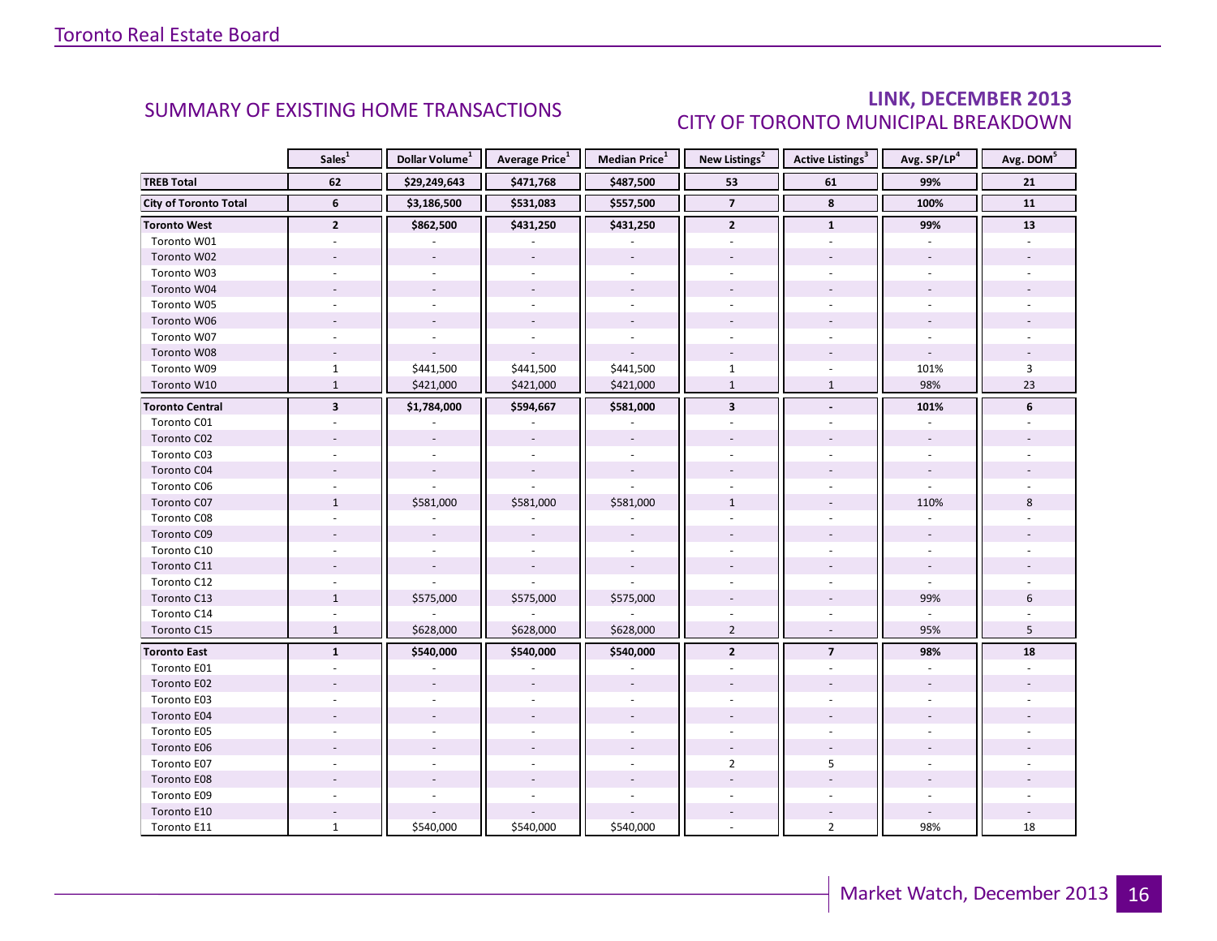## SUMMARY OF EXISTING HOME TRANSACTIONS

## LINK, DECEMBER 2013
### CITY OF TORONTO MUNICIPAL BREAKDOWN

| | Sales[1] | Dollar Volume[1] | Average Price[1] | Median Price[1] | New Listings[2] | Active Listings[3] | Avg. SP/LP[4] | Avg. DOM[5] |
|---|---|---|---|---|---|---|---|---|
| **TREB Total** | **62** | **$29,249,643** | **$471,768** | **$487,500** | **53** | **61** | **99%** | **21** |
| **City of Toronto Total** | **6** | **$3,186,500** | **$531,083** | **$557,500** | **7** | **8** | **100%** | **11** |
| **Toronto West** | **2** | **$862,500** | **$431,250** | **$431,250** | **2** | **1** | **99%** | **13** |
| Toronto W01 | - | - | - | - | - | - | - | - |
| Toronto W02 | - | - | - | - | - | - | - | - |
| Toronto W03 | - | - | - | - | - | - | - | - |
| Toronto W04 | - | - | - | - | - | - | - | - |
| Toronto W05 | - | - | - | - | - | - | - | - |
| Toronto W06 | - | - | - | - | - | - | - | - |
| Toronto W07 | - | - | - | - | - | - | - | - |
| Toronto W08 | - | - | - | - | - | - | - | - |
| Toronto W09 | 1 | $441,500 | $441,500 | $441,500 | 1 | - | 101% | 3 |
| Toronto W10 | 1 | $421,000 | $421,000 | $421,000 | 1 | 1 | 98% | 23 |
| **Toronto Central** | **3** | **$1,784,000** | **$594,667** | **$581,000** | **3** | **-** | **101%** | **6** |
| Toronto C01 | - | - | - | - | - | - | - | - |
| Toronto C02 | - | - | - | - | - | - | - | - |
| Toronto C03 | - | - | - | - | - | - | - | - |
| Toronto C04 | - | - | - | - | - | - | - | - |
| Toronto C06 | - | - | - | - | - | - | - | - |
| Toronto C07 | 1 | $581,000 | $581,000 | $581,000 | 1 | - | 110% | 8 |
| Toronto C08 | - | - | - | - | - | - | - | - |
| Toronto C09 | - | - | - | - | - | - | - | - |
| Toronto C10 | - | - | - | - | - | - | - | - |
| Toronto C11 | - | - | - | - | - | - | - | - |
| Toronto C12 | - | - | - | - | - | - | - | - |
| Toronto C13 | 1 | $575,000 | $575,000 | $575,000 | - | - | 99% | 6 |
| Toronto C14 | - | - | - | - | - | - | - | - |
| Toronto C15 | 1 | $628,000 | $628,000 | $628,000 | 2 | - | 95% | 5 |
| **Toronto East** | **1** | **$540,000** | **$540,000** | **$540,000** | **2** | **7** | **98%** | **18** |
| Toronto E01 | - | - | - | - | - | - | - | - |
| Toronto E02 | - | - | - | - | - | - | - | - |
| Toronto E03 | - | - | - | - | - | - | - | - |
| Toronto E04 | - | - | - | - | - | - | - | - |
| Toronto E05 | - | - | - | - | - | - | - | - |
| Toronto E06 | - | - | - | - | - | - | - | - |
| Toronto E07 | - | - | - | - | 2 | 5 | - | - |
| Toronto E08 | - | - | - | - | - | - | - | - |
| Toronto E09 | - | - | - | - | - | - | - | - |
| Toronto E10 | - | - | - | - | - | - | - | - |
| Toronto E11 | 1 | $540,000 | $540,000 | $540,000 | - | 2 | 98% | 18 |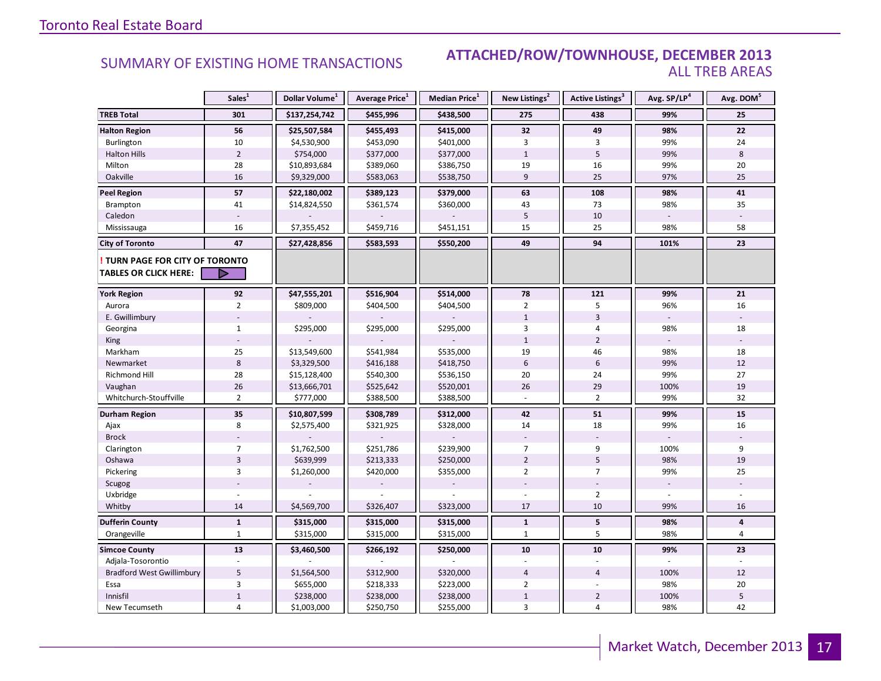## SUMMARY OF EXISTING HOME TRANSACTIONS

### ATTACHED/ROW/TOWNHOUSE, DECEMBER 2013
### ALL TREB AREAS

| | Sales[1] | Dollar Volume[1] | Average Price[1] | Median Price[1] | New Listings[2] | Active Listings[3] | Avg. SP/LP[4] | Avg. DOM[5] |
|---|---|---|---|---|---|---|---|---|
| **TREB Total** | **301** | **$137,254,742** | **$455,996** | **$438,500** | **275** | **438** | **99%** | **25** |
| **Halton Region** | **56** | **$25,507,584** | **$455,493** | **$415,000** | **32** | **49** | **98%** | **22** |
| Burlington | 10 | $4,530,900 | $453,090 | $401,000 | 3 | 3 | 99% | 24 |
| Halton Hills | 2 | $754,000 | $377,000 | $377,000 | 1 | 5 | 99% | 8 |
| Milton | 28 | $10,893,684 | $389,060 | $386,750 | 19 | 16 | 99% | 20 |
| Oakville | 16 | $9,329,000 | $583,063 | $538,750 | 9 | 25 | 97% | 25 |
| **Peel Region** | **57** | **$22,180,002** | **$389,123** | **$379,000** | **63** | **108** | **98%** | **41** |
| Brampton | 41 | $14,824,550 | $361,574 | $360,000 | 43 | 73 | 98% | 35 |
| Caledon | - | - | - | - | 5 | 10 | - | - |
| Mississauga | 16 | $7,355,452 | $459,716 | $451,151 | 15 | 25 | 98% | 58 |
| **City of Toronto** | **47** | **$27,428,856** | **$583,593** | **$550,200** | **49** | **94** | **101%** | **23** |
| **! TURN PAGE FOR CITY OF TORONTO TABLES OR CLICK HERE:** | | | | | | | | |
| **York Region** | **92** | **$47,555,201** | **$516,904** | **$514,000** | **78** | **121** | **99%** | **21** |
| Aurora | 2 | $809,000 | $404,500 | $404,500 | 2 | 5 | 96% | 16 |
| E. Gwillimbury | - | - | - | - | 1 | 3 | - | - |
| Georgina | 1 | $295,000 | $295,000 | $295,000 | 3 | 4 | 98% | 18 |
| King | - | - | - | - | 1 | 2 | - | - |
| Markham | 25 | $13,549,600 | $541,984 | $535,000 | 19 | 46 | 98% | 18 |
| Newmarket | 8 | $3,329,500 | $416,188 | $418,750 | 6 | 6 | 99% | 12 |
| Richmond Hill | 28 | $15,128,400 | $540,300 | $536,150 | 20 | 24 | 99% | 27 |
| Vaughan | 26 | $13,666,701 | $525,642 | $520,001 | 26 | 29 | 100% | 19 |
| Whitchurch-Stouffville | 2 | $777,000 | $388,500 | $388,500 | - | 2 | 99% | 32 |
| **Durham Region** | **35** | **$10,807,599** | **$308,789** | **$312,000** | **42** | **51** | **99%** | **15** |
| Ajax | 8 | $2,575,400 | $321,925 | $328,000 | 14 | 18 | 99% | 16 |
| Brock | - | - | - | - | - | - | - | - |
| Clarington | 7 | $1,762,500 | $251,786 | $239,900 | 7 | 9 | 100% | 9 |
| Oshawa | 3 | $639,999 | $213,333 | $250,000 | 2 | 5 | 98% | 19 |
| Pickering | 3 | $1,260,000 | $420,000 | $355,000 | 2 | 7 | 99% | 25 |
| Scugog | - | - | - | - | - | - | - | - |
| Uxbridge | - | - | - | - | - | 2 | - | - |
| Whitby | 14 | $4,569,700 | $326,407 | $323,000 | 17 | 10 | 99% | 16 |
| **Dufferin County** | **1** | **$315,000** | **$315,000** | **$315,000** | **1** | **5** | **98%** | **4** |
| Orangeville | 1 | $315,000 | $315,000 | $315,000 | 1 | 5 | 98% | 4 |
| **Simcoe County** | **13** | **$3,460,500** | **$266,192** | **$250,000** | **10** | **10** | **99%** | **23** |
| Adjala-Tosorontio | - | - | - | - | - | - | - | - |
| Bradford West Gwillimbury | 5 | $1,564,500 | $312,900 | $320,000 | 4 | 4 | 100% | 12 |
| Essa | 3 | $655,000 | $218,333 | $223,000 | 2 | - | 98% | 20 |
| Innisfil | 1 | $238,000 | $238,000 | $238,000 | 1 | 2 | 100% | 5 |
| New Tecumseth | 4 | $1,003,000 | $250,750 | $255,000 | 3 | 4 | 98% | 42 |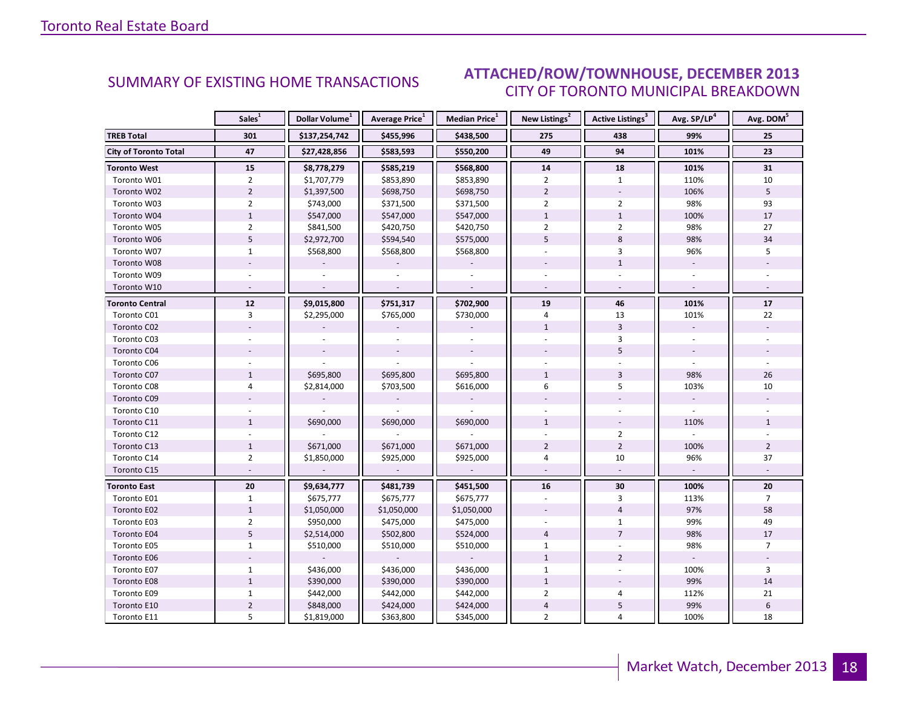## SUMMARY OF EXISTING HOME TRANSACTIONS

## ATTACHED/ROW/TOWNHOUSE, DECEMBER 2013
### CITY OF TORONTO MUNICIPAL BREAKDOWN

| | Sales[1] | Dollar Volume[1] | Average Price[1] | Median Price[1] | New Listings[2] | Active Listings[3] | Avg. SP/LP[4] | Avg. DOM[5] |
|---|---|---|---|---|---|---|---|---|
| **TREB Total** | **301** | **$137,254,742** | **$455,996** | **$438,500** | **275** | **438** | **99%** | **25** |
| **City of Toronto Total** | **47** | **$27,428,856** | **$583,593** | **$550,200** | **49** | **94** | **101%** | **23** |
| **Toronto West** | **15** | **$8,778,279** | **$585,219** | **$568,800** | **14** | **18** | **101%** | **31** |
| Toronto W01 | 2 | $1,707,779 | $853,890 | $853,890 | 2 | 1 | 110% | 10 |
| Toronto W02 | 2 | $1,397,500 | $698,750 | $698,750 | 2 | - | 106% | 5 |
| Toronto W03 | 2 | $743,000 | $371,500 | $371,500 | 2 | 2 | 98% | 93 |
| Toronto W04 | 1 | $547,000 | $547,000 | $547,000 | 1 | 1 | 100% | 17 |
| Toronto W05 | 2 | $841,500 | $420,750 | $420,750 | 2 | 2 | 98% | 27 |
| Toronto W06 | 5 | $2,972,700 | $594,540 | $575,000 | 5 | 8 | 98% | 34 |
| Toronto W07 | 1 | $568,800 | $568,800 | $568,800 | - | 3 | 96% | 5 |
| Toronto W08 | - | - | - | - | - | 1 | - | - |
| Toronto W09 | - | - | - | - | - | - | - | - |
| Toronto W10 | - | - | - | - | - | - | - | - |
| **Toronto Central** | **12** | **$9,015,800** | **$751,317** | **$702,900** | **19** | **46** | **101%** | **17** |
| Toronto C01 | 3 | $2,295,000 | $765,000 | $730,000 | 4 | 13 | 101% | 22 |
| Toronto C02 | - | - | - | - | 1 | 3 | - | - |
| Toronto C03 | - | - | - | - | - | 3 | - | - |
| Toronto C04 | - | - | - | - | - | 5 | - | - |
| Toronto C06 | - | - | - | - | - | - | - | - |
| Toronto C07 | 1 | $695,800 | $695,800 | $695,800 | 1 | 3 | 98% | 26 |
| Toronto C08 | 4 | $2,814,000 | $703,500 | $616,000 | 6 | 5 | 103% | 10 |
| Toronto C09 | - | - | - | - | - | - | - | - |
| Toronto C10 | - | - | - | - | - | - | - | - |
| Toronto C11 | 1 | $690,000 | $690,000 | $690,000 | 1 | - | 110% | 1 |
| Toronto C12 | - | - | - | - | - | 2 | - | - |
| Toronto C13 | 1 | $671,000 | $671,000 | $671,000 | 2 | 2 | 100% | 2 |
| Toronto C14 | 2 | $1,850,000 | $925,000 | $925,000 | 4 | 10 | 96% | 37 |
| Toronto C15 | - | - | - | - | - | - | - | - |
| **Toronto East** | **20** | **$9,634,777** | **$481,739** | **$451,500** | **16** | **30** | **100%** | **20** |
| Toronto E01 | 1 | $675,777 | $675,777 | $675,777 | - | 3 | 113% | 7 |
| Toronto E02 | 1 | $1,050,000 | $1,050,000 | $1,050,000 | - | 4 | 97% | 58 |
| Toronto E03 | 2 | $950,000 | $475,000 | $475,000 | - | 1 | 99% | 49 |
| Toronto E04 | 5 | $2,514,000 | $502,800 | $524,000 | 4 | 7 | 98% | 17 |
| Toronto E05 | 1 | $510,000 | $510,000 | $510,000 | 1 | - | 98% | 7 |
| Toronto E06 | - | - | - | - | 1 | 2 | - | - |
| Toronto E07 | 1 | $436,000 | $436,000 | $436,000 | 1 | - | 100% | 3 |
| Toronto E08 | 1 | $390,000 | $390,000 | $390,000 | 1 | - | 99% | 14 |
| Toronto E09 | 1 | $442,000 | $442,000 | $442,000 | 2 | 4 | 112% | 21 |
| Toronto E10 | 2 | $848,000 | $424,000 | $424,000 | 4 | 5 | 99% | 6 |
| Toronto E11 | 5 | $1,819,000 | $363,800 | $345,000 | 2 | 4 | 100% | 18 |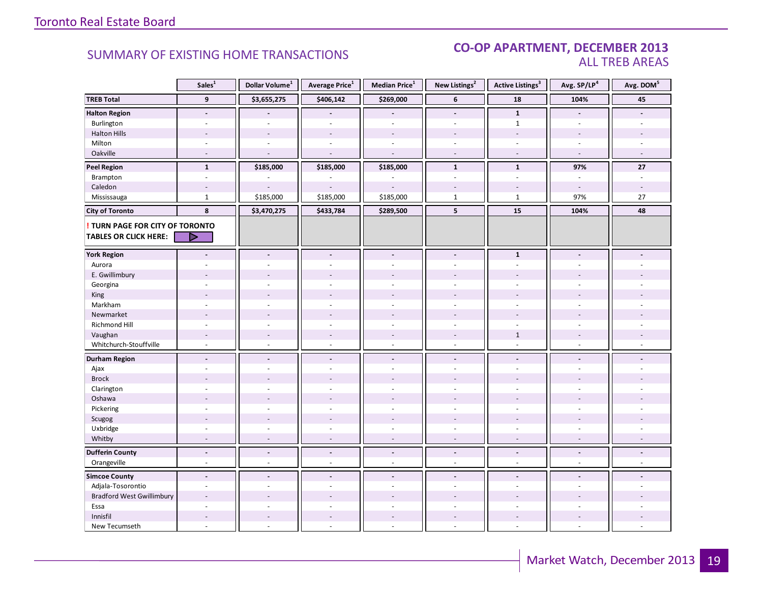## SUMMARY OF EXISTING HOME TRANSACTIONS

### CO-OP APARTMENT, DECEMBER 2013
### ALL TREB AREAS

| | Sales[1] | Dollar Volume[1] | Average Price[1] | Median Price[1] | New Listings[2] | Active Listings[3] | Avg. SP/LP[4] | Avg. DOM[5] |
|---|---|---|---|---|---|---|---|---|
| **TREB Total** | **9** | **$3,655,275** | **$406,142** | **$269,000** | **6** | **18** | **104%** | **45** |
| **Halton Region** | **-** | **-** | **-** | **-** | **-** | **1** | **-** | **-** |
| Burlington | - | - | - | - | - | 1 | - | - |
| Halton Hills | - | - | - | - | - | - | - | - |
| Milton | - | - | - | - | - | - | - | - |
| Oakville | - | - | - | - | - | - | - | - |
| **Peel Region** | **1** | **$185,000** | **$185,000** | **$185,000** | **1** | **1** | **97%** | **27** |
| Brampton | - | - | - | - | - | - | - | - |
| Caledon | - | - | - | - | - | - | - | - |
| Mississauga | 1 | $185,000 | $185,000 | $185,000 | 1 | 1 | 97% | 27 |
| **City of Toronto** | **8** | **$3,470,275** | **$433,784** | **$289,500** | **5** | **15** | **104%** | **48** |
| **! TURN PAGE FOR CITY OF TORONTO TABLES OR CLICK HERE:** | | | | | | | | |
| **York Region** | **-** | **-** | **-** | **-** | **-** | **1** | **-** | **-** |
| Aurora | - | - | - | - | - | - | - | - |
| E. Gwillimbury | - | - | - | - | - | - | - | - |
| Georgina | - | - | - | - | - | - | - | - |
| King | - | - | - | - | - | - | - | - |
| Markham | - | - | - | - | - | - | - | - |
| Newmarket | - | - | - | - | - | - | - | - |
| Richmond Hill | - | - | - | - | - | - | - | - |
| Vaughan | - | - | - | - | - | 1 | - | - |
| Whitchurch-Stouffville | - | - | - | - | - | - | - | - |
| **Durham Region** | **-** | **-** | **-** | **-** | **-** | **-** | **-** | **-** |
| Ajax | - | - | - | - | - | - | - | - |
| Brock | - | - | - | - | - | - | - | - |
| Clarington | - | - | - | - | - | - | - | - |
| Oshawa | - | - | - | - | - | - | - | - |
| Pickering | - | - | - | - | - | - | - | - |
| Scugog | - | - | - | - | - | - | - | - |
| Uxbridge | - | - | - | - | - | - | - | - |
| Whitby | - | - | - | - | - | - | - | - |
| **Dufferin County** | **-** | **-** | **-** | **-** | **-** | **-** | **-** | **-** |
| Orangeville | - | - | - | - | - | - | - | - |
| **Simcoe County** | **-** | **-** | **-** | **-** | **-** | **-** | **-** | **-** |
| Adjala-Tosorontio | - | - | - | - | - | - | - | - |
| Bradford West Gwillimbury | - | - | - | - | - | - | - | - |
| Essa | - | - | - | - | - | - | - | - |
| Innisfil | - | - | - | - | - | - | - | - |
| New Tecumseth | - | - | - | - | - | - | - | - |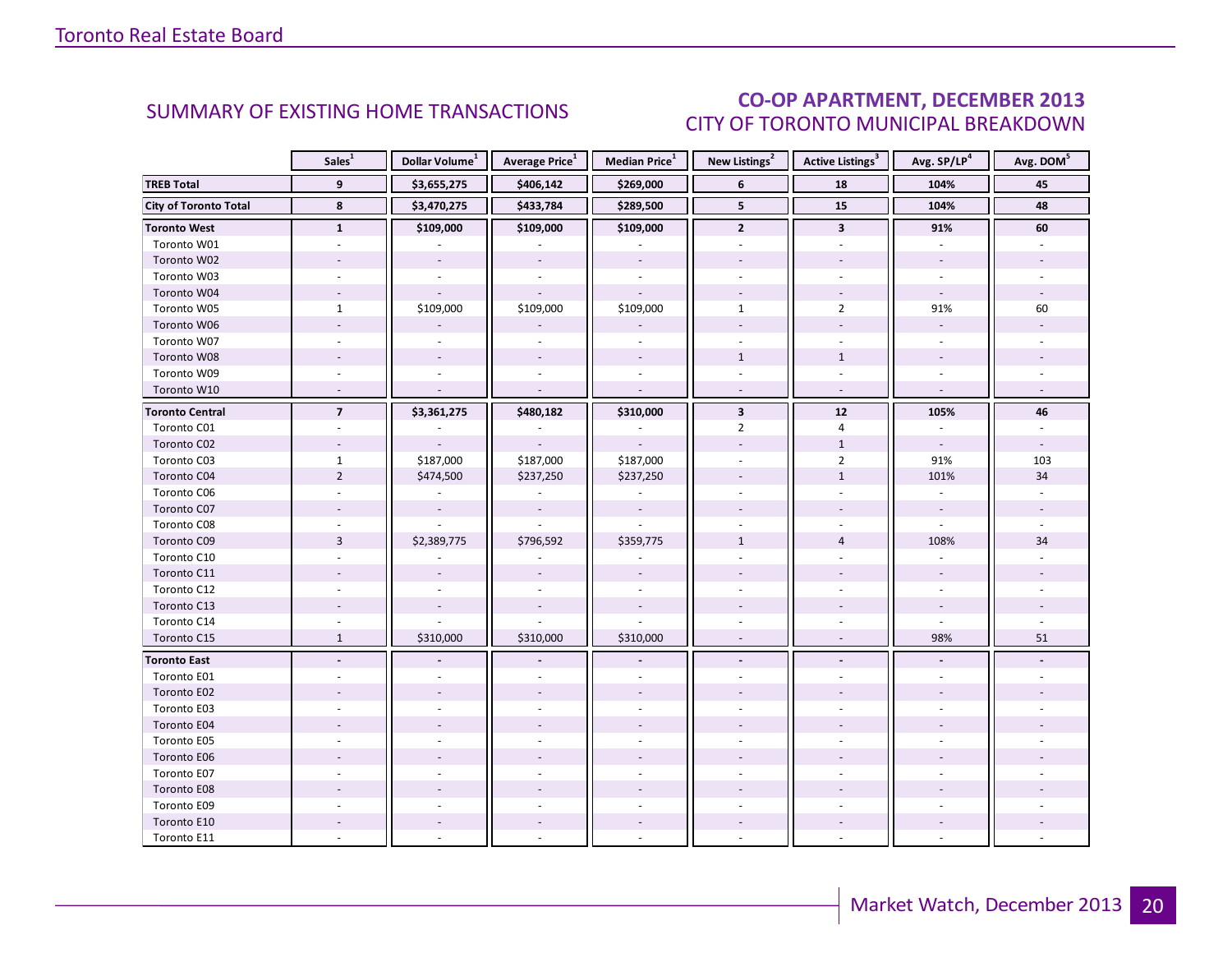## SUMMARY OF EXISTING HOME TRANSACTIONS

## CO-OP APARTMENT, DECEMBER 2013
### CITY OF TORONTO MUNICIPAL BREAKDOWN

| | Sales[1] | Dollar Volume[1] | Average Price[1] | Median Price[1] | New Listings[2] | Active Listings[3] | Avg. SP/LP[4] | Avg. DOM[5] |
|---|---|---|---|---|---|---|---|---|
| **TREB Total** | **9** | **$3,655,275** | **$406,142** | **$269,000** | **6** | **18** | **104%** | **45** |
| **City of Toronto Total** | **8** | **$3,470,275** | **$433,784** | **$289,500** | **5** | **15** | **104%** | **48** |
| **Toronto West** | **1** | **$109,000** | **$109,000** | **$109,000** | **2** | **3** | **91%** | **60** |
| Toronto W01 | - | - | - | - | - | - | - | - |
| Toronto W02 | - | - | - | - | - | - | - | - |
| Toronto W03 | - | - | - | - | - | - | - | - |
| Toronto W04 | - | - | - | - | - | - | - | - |
| Toronto W05 | 1 | $109,000 | $109,000 | $109,000 | 1 | 2 | 91% | 60 |
| Toronto W06 | - | - | - | - | - | - | - | - |
| Toronto W07 | - | - | - | - | - | - | - | - |
| Toronto W08 | - | - | - | - | 1 | 1 | - | - |
| Toronto W09 | - | - | - | - | - | - | - | - |
| Toronto W10 | - | - | - | - | - | - | - | - |
| **Toronto Central** | **7** | **$3,361,275** | **$480,182** | **$310,000** | **3** | **12** | **105%** | **46** |
| Toronto C01 | - | - | - | - | 2 | 4 | - | - |
| Toronto C02 | - | - | - | - | - | 1 | - | - |
| Toronto C03 | 1 | $187,000 | $187,000 | $187,000 | - | 2 | 91% | 103 |
| Toronto C04 | 2 | $474,500 | $237,250 | $237,250 | - | 1 | 101% | 34 |
| Toronto C06 | - | - | - | - | - | - | - | - |
| Toronto C07 | - | - | - | - | - | - | - | - |
| Toronto C08 | - | - | - | - | - | - | - | - |
| Toronto C09 | 3 | $2,389,775 | $796,592 | $359,775 | 1 | 4 | 108% | 34 |
| Toronto C10 | - | - | - | - | - | - | - | - |
| Toronto C11 | - | - | - | - | - | - | - | - |
| Toronto C12 | - | - | - | - | - | - | - | - |
| Toronto C13 | - | - | - | - | - | - | - | - |
| Toronto C14 | - | - | - | - | - | - | - | - |
| Toronto C15 | 1 | $310,000 | $310,000 | $310,000 | - | - | 98% | 51 |
| **Toronto East** | **-** | **-** | **-** | **-** | **-** | **-** | **-** | **-** |
| Toronto E01 | - | - | - | - | - | - | - | - |
| Toronto E02 | - | - | - | - | - | - | - | - |
| Toronto E03 | - | - | - | - | - | - | - | - |
| Toronto E04 | - | - | - | - | - | - | - | - |
| Toronto E05 | - | - | - | - | - | - | - | - |
| Toronto E06 | - | - | - | - | - | - | - | - |
| Toronto E07 | - | - | - | - | - | - | - | - |
| Toronto E08 | - | - | - | - | - | - | - | - |
| Toronto E09 | - | - | - | - | - | - | - | - |
| Toronto E10 | - | - | - | - | - | - | - | - |
| Toronto E11 | - | - | - | - | - | - | - | - |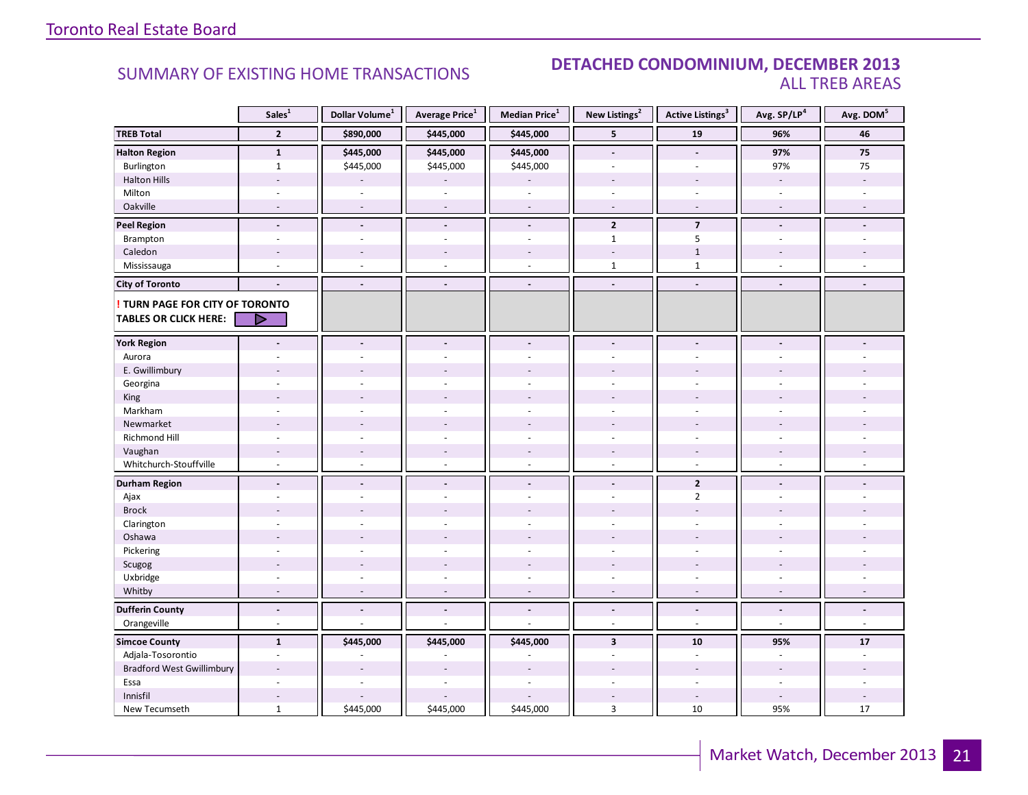Toronto Real Estate Board

## SUMMARY OF EXISTING HOME TRANSACTIONS

## DETACHED CONDOMINIUM, DECEMBER 2013
### ALL TREB AREAS

| | Sales[1] | Dollar Volume[1] | Average Price[1] | Median Price[1] | New Listings[2] | Active Listings[3] | Avg. SP/LP[4] | Avg. DOM[5] |
|---|---|---|---|---|---|---|---|---|
| **TREB Total** | **2** | **$890,000** | **$445,000** | **$445,000** | **5** | **19** | **96%** | **46** |
| **Halton Region** | **1** | **$445,000** | **$445,000** | **$445,000** | **-** | **-** | **97%** | **75** |
| Burlington | 1 | $445,000 | $445,000 | $445,000 | - | - | 97% | 75 |
| Halton Hills | - | - | - | - | - | - | - | - |
| Milton | - | - | - | - | - | - | - | - |
| Oakville | - | - | - | - | - | - | - | - |
| **Peel Region** | **-** | **-** | **-** | **-** | **2** | **7** | **-** | **-** |
| Brampton | - | - | - | - | 1 | 5 | - | - |
| Caledon | - | - | - | - | - | 1 | - | - |
| Mississauga | - | - | - | - | 1 | 1 | - | - |
| **City of Toronto** | **-** | **-** | **-** | **-** | **-** | **-** | **-** | **-** |
| **! TURN PAGE FOR CITY OF TORONTO TABLES OR CLICK HERE:** | | | | | | | | |
| **York Region** | **-** | **-** | **-** | **-** | **-** | **-** | **-** | **-** |
| Aurora | - | - | - | - | - | - | - | - |
| E. Gwillimbury | - | - | - | - | - | - | - | - |
| Georgina | - | - | - | - | - | - | - | - |
| King | - | - | - | - | - | - | - | - |
| Markham | - | - | - | - | - | - | - | - |
| Newmarket | - | - | - | - | - | - | - | - |
| Richmond Hill | - | - | - | - | - | - | - | - |
| Vaughan | - | - | - | - | - | - | - | - |
| Whitchurch-Stouffville | - | - | - | - | - | - | - | - |
| **Durham Region** | **-** | **-** | **-** | **-** | **-** | **2** | **-** | **-** |
| Ajax | - | - | - | - | - | 2 | - | - |
| Brock | - | - | - | - | - | - | - | - |
| Clarington | - | - | - | - | - | - | - | - |
| Oshawa | - | - | - | - | - | - | - | - |
| Pickering | - | - | - | - | - | - | - | - |
| Scugog | - | - | - | - | - | - | - | - |
| Uxbridge | - | - | - | - | - | - | - | - |
| Whitby | - | - | - | - | - | - | - | - |
| **Dufferin County** | **-** | **-** | **-** | **-** | **-** | **-** | **-** | **-** |
| Orangeville | - | - | - | - | - | - | - | - |
| **Simcoe County** | **1** | **$445,000** | **$445,000** | **$445,000** | **3** | **10** | **95%** | **17** |
| Adjala-Tosorontio | - | - | - | - | - | - | - | - |
| Bradford West Gwillimbury | - | - | - | - | - | - | - | - |
| Essa | - | - | - | - | - | - | - | - |
| Innisfil | - | - | - | - | - | - | - | - |
| New Tecumseth | 1 | $445,000 | $445,000 | $445,000 | 3 | 10 | 95% | 17 |

Market Watch, December 2013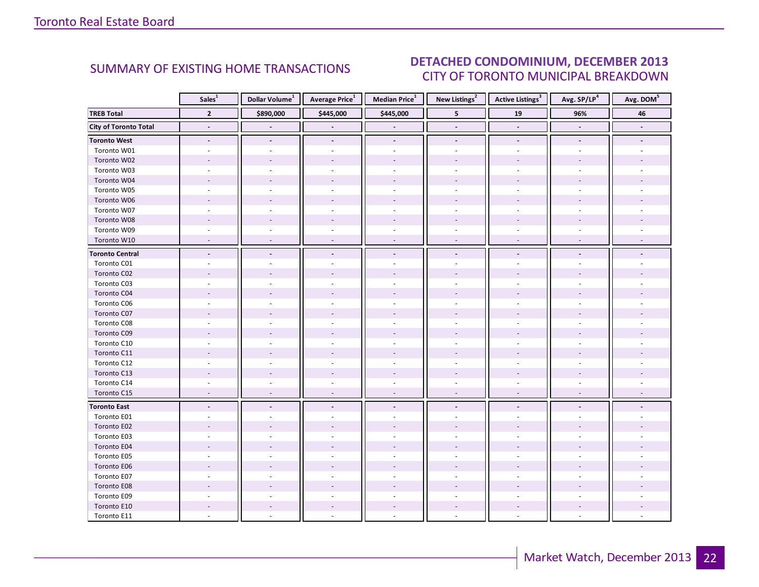## SUMMARY OF EXISTING HOME TRANSACTIONS

## DETACHED CONDOMINIUM, DECEMBER 2013
### CITY OF TORONTO MUNICIPAL BREAKDOWN

| | Sales[1] | Dollar Volume[1] | Average Price[1] | Median Price[1] | New Listings[2] | Active Listings[3] | Avg. SP/LP[4] | Avg. DOM[5] |
|---|---|---|---|---|---|---|---|---|
| **TREB Total** | **2** | **$890,000** | **$445,000** | **$445,000** | **5** | **19** | **96%** | **46** |
| **City of Toronto Total** | **-** | **-** | **-** | **-** | **-** | **-** | **-** | **-** |
| **Toronto West** | **-** | **-** | **-** | **-** | **-** | **-** | **-** | **-** |
| Toronto W01 | - | - | - | - | - | - | - | - |
| Toronto W02 | - | - | - | - | - | - | - | - |
| Toronto W03 | - | - | - | - | - | - | - | - |
| Toronto W04 | - | - | - | - | - | - | - | - |
| Toronto W05 | - | - | - | - | - | - | - | - |
| Toronto W06 | - | - | - | - | - | - | - | - |
| Toronto W07 | - | - | - | - | - | - | - | - |
| Toronto W08 | - | - | - | - | - | - | - | - |
| Toronto W09 | - | - | - | - | - | - | - | - |
| Toronto W10 | - | - | - | - | - | - | - | - |
| **Toronto Central** | **-** | **-** | **-** | **-** | **-** | **-** | **-** | **-** |
| Toronto C01 | - | - | - | - | - | - | - | - |
| Toronto C02 | - | - | - | - | - | - | - | - |
| Toronto C03 | - | - | - | - | - | - | - | - |
| Toronto C04 | - | - | - | - | - | - | - | - |
| Toronto C06 | - | - | - | - | - | - | - | - |
| Toronto C07 | - | - | - | - | - | - | - | - |
| Toronto C08 | - | - | - | - | - | - | - | - |
| Toronto C09 | - | - | - | - | - | - | - | - |
| Toronto C10 | - | - | - | - | - | - | - | - |
| Toronto C11 | - | - | - | - | - | - | - | - |
| Toronto C12 | - | - | - | - | - | - | - | - |
| Toronto C13 | - | - | - | - | - | - | - | - |
| Toronto C14 | - | - | - | - | - | - | - | - |
| Toronto C15 | - | - | - | - | - | - | - | - |
| **Toronto East** | **-** | **-** | **-** | **-** | **-** | **-** | **-** | **-** |
| Toronto E01 | - | - | - | - | - | - | - | - |
| Toronto E02 | - | - | - | - | - | - | - | - |
| Toronto E03 | - | - | - | - | - | - | - | - |
| Toronto E04 | - | - | - | - | - | - | - | - |
| Toronto E05 | - | - | - | - | - | - | - | - |
| Toronto E06 | - | - | - | - | - | - | - | - |
| Toronto E07 | - | - | - | - | - | - | - | - |
| Toronto E08 | - | - | - | - | - | - | - | - |
| Toronto E09 | - | - | - | - | - | - | - | - |
| Toronto E10 | - | - | - | - | - | - | - | - |
| Toronto E11 | - | - | - | - | - | - | - | - |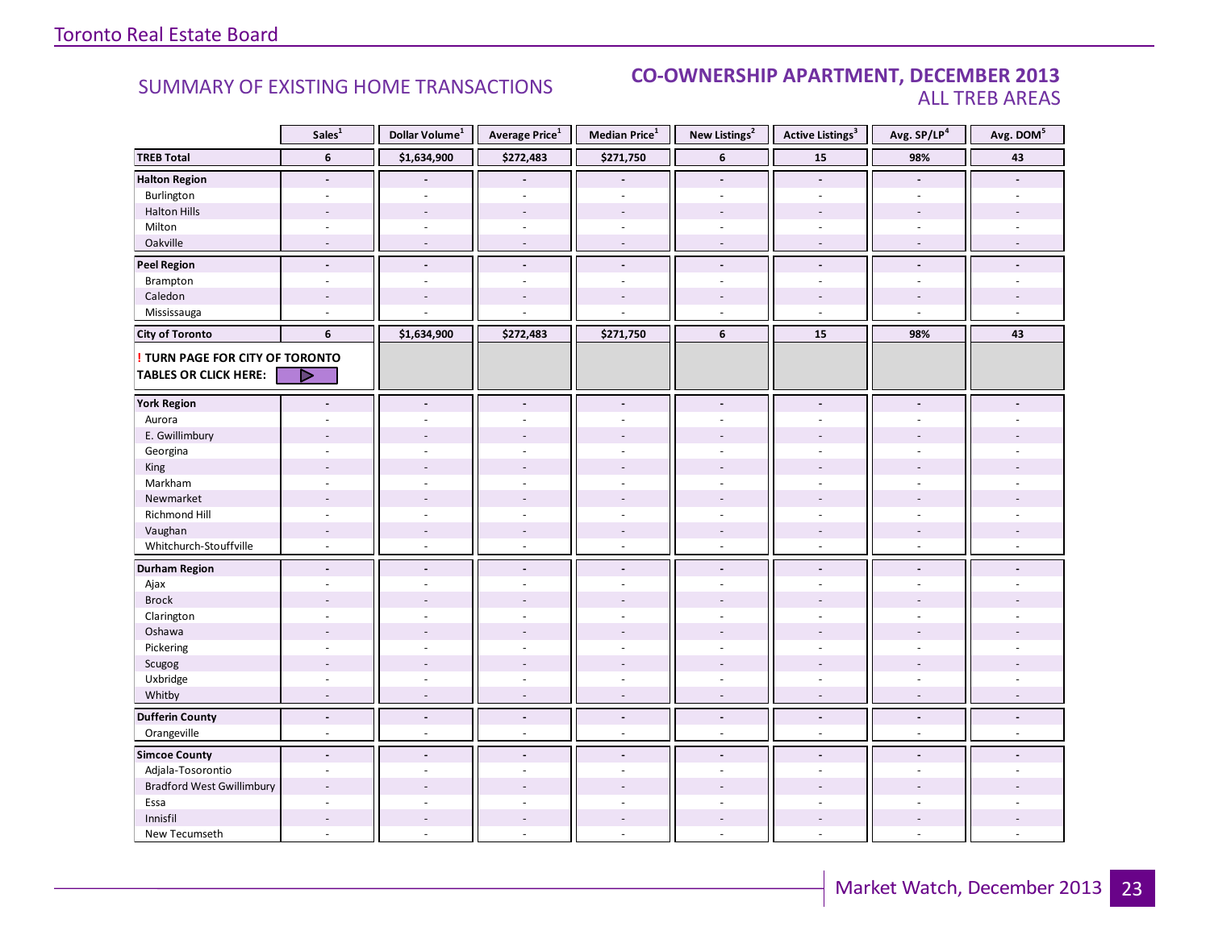## SUMMARY OF EXISTING HOME TRANSACTIONS

## CO-OWNERSHIP APARTMENT, DECEMBER 2013
### ALL TREB AREAS

| | Sales[1] | Dollar Volume[1] | Average Price[1] | Median Price[1] | New Listings[2] | Active Listings[3] | Avg. SP/LP[4] | Avg. DOM[5] |
|---|---|---|---|---|---|---|---|---|
| **TREB Total** | **6** | **$1,634,900** | **$272,483** | **$271,750** | **6** | **15** | **98%** | **43** |
| **Halton Region** | **-** | **-** | **-** | **-** | **-** | **-** | **-** | **-** |
| Burlington | - | - | - | - | - | - | - | - |
| Halton Hills | - | - | - | - | - | - | - | - |
| Milton | - | - | - | - | - | - | - | - |
| Oakville | - | - | - | - | - | - | - | - |
| **Peel Region** | **-** | **-** | **-** | **-** | **-** | **-** | **-** | **-** |
| Brampton | - | - | - | - | - | - | - | - |
| Caledon | - | - | - | - | - | - | - | - |
| Mississauga | - | - | - | - | - | - | - | - |
| **City of Toronto** | **6** | **$1,634,900** | **$272,483** | **$271,750** | **6** | **15** | **98%** | **43** |
| **! TURN PAGE FOR CITY OF TORONTO TABLES OR CLICK HERE:** | | | | | | | | |
| **York Region** | **-** | **-** | **-** | **-** | **-** | **-** | **-** | **-** |
| Aurora | - | - | - | - | - | - | - | - |
| E. Gwillimbury | - | - | - | - | - | - | - | - |
| Georgina | - | - | - | - | - | - | - | - |
| King | - | - | - | - | - | - | - | - |
| Markham | - | - | - | - | - | - | - | - |
| Newmarket | - | - | - | - | - | - | - | - |
| Richmond Hill | - | - | - | - | - | - | - | - |
| Vaughan | - | - | - | - | - | - | - | - |
| Whitchurch-Stouffville | - | - | - | - | - | - | - | - |
| **Durham Region** | **-** | **-** | **-** | **-** | **-** | **-** | **-** | **-** |
| Ajax | - | - | - | - | - | - | - | - |
| Brock | - | - | - | - | - | - | - | - |
| Clarington | - | - | - | - | - | - | - | - |
| Oshawa | - | - | - | - | - | - | - | - |
| Pickering | - | - | - | - | - | - | - | - |
| Scugog | - | - | - | - | - | - | - | - |
| Uxbridge | - | - | - | - | - | - | - | - |
| Whitby | - | - | - | - | - | - | - | - |
| **Dufferin County** | **-** | **-** | **-** | **-** | **-** | **-** | **-** | **-** |
| Orangeville | - | - | - | - | - | - | - | - |
| **Simcoe County** | **-** | **-** | **-** | **-** | **-** | **-** | **-** | **-** |
| Adjala-Tosorontio | - | - | - | - | - | - | - | - |
| Bradford West Gwillimbury | - | - | - | - | - | - | - | - |
| Essa | - | - | - | - | - | - | - | - |
| Innisfil | - | - | - | - | - | - | - | - |
| New Tecumseth | - | - | - | - | - | - | - | - |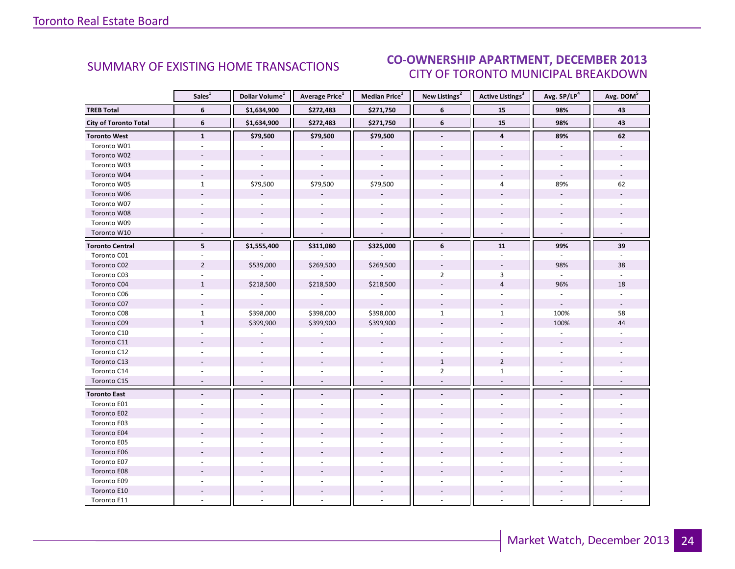## SUMMARY OF EXISTING HOME TRANSACTIONS

## CO-OWNERSHIP APARTMENT, DECEMBER 2013
### CITY OF TORONTO MUNICIPAL BREAKDOWN

| | Sales[1] | Dollar Volume[1] | Average Price[1] | Median Price[1] | New Listings[2] | Active Listings[3] | Avg. SP/LP[4] | Avg. DOM[5] |
|---|---|---|---|---|---|---|---|---|
| **TREB Total** | **6** | **$1,634,900** | **$272,483** | **$271,750** | **6** | **15** | **98%** | **43** |
| **City of Toronto Total** | **6** | **$1,634,900** | **$272,483** | **$271,750** | **6** | **15** | **98%** | **43** |
| **Toronto West** | **1** | **$79,500** | **$79,500** | **$79,500** | **-** | **4** | **89%** | **62** |
| Toronto W01 | - | - | - | - | - | - | - | - |
| Toronto W02 | - | - | - | - | - | - | - | - |
| Toronto W03 | - | - | - | - | - | - | - | - |
| Toronto W04 | - | - | - | - | - | - | - | - |
| Toronto W05 | 1 | $79,500 | $79,500 | $79,500 | - | 4 | 89% | 62 |
| Toronto W06 | - | - | - | - | - | - | - | - |
| Toronto W07 | - | - | - | - | - | - | - | - |
| Toronto W08 | - | - | - | - | - | - | - | - |
| Toronto W09 | - | - | - | - | - | - | - | - |
| Toronto W10 | - | - | - | - | - | - | - | - |
| **Toronto Central** | **5** | **$1,555,400** | **$311,080** | **$325,000** | **6** | **11** | **99%** | **39** |
| Toronto C01 | - | - | - | - | - | - | - | - |
| Toronto C02 | 2 | $539,000 | $269,500 | $269,500 | - | - | 98% | 38 |
| Toronto C03 | - | - | - | - | 2 | 3 | - | - |
| Toronto C04 | 1 | $218,500 | $218,500 | $218,500 | - | 4 | 96% | 18 |
| Toronto C06 | - | - | - | - | - | - | - | - |
| Toronto C07 | - | - | - | - | - | - | - | - |
| Toronto C08 | 1 | $398,000 | $398,000 | $398,000 | 1 | 1 | 100% | 58 |
| Toronto C09 | 1 | $399,900 | $399,900 | $399,900 | - | - | 100% | 44 |
| Toronto C10 | - | - | - | - | - | - | - | - |
| Toronto C11 | - | - | - | - | - | - | - | - |
| Toronto C12 | - | - | - | - | - | - | - | - |
| Toronto C13 | - | - | - | - | 1 | 2 | - | - |
| Toronto C14 | - | - | - | - | 2 | 1 | - | - |
| Toronto C15 | - | - | - | - | - | - | - | - |
| **Toronto East** | **-** | **-** | **-** | **-** | **-** | **-** | **-** | **-** |
| Toronto E01 | - | - | - | - | - | - | - | - |
| Toronto E02 | - | - | - | - | - | - | - | - |
| Toronto E03 | - | - | - | - | - | - | - | - |
| Toronto E04 | - | - | - | - | - | - | - | - |
| Toronto E05 | - | - | - | - | - | - | - | - |
| Toronto E06 | - | - | - | - | - | - | - | - |
| Toronto E07 | - | - | - | - | - | - | - | - |
| Toronto E08 | - | - | - | - | - | - | - | - |
| Toronto E09 | - | - | - | - | - | - | - | - |
| Toronto E10 | - | - | - | - | - | - | - | - |
| Toronto E11 | - | - | - | - | - | - | - | - |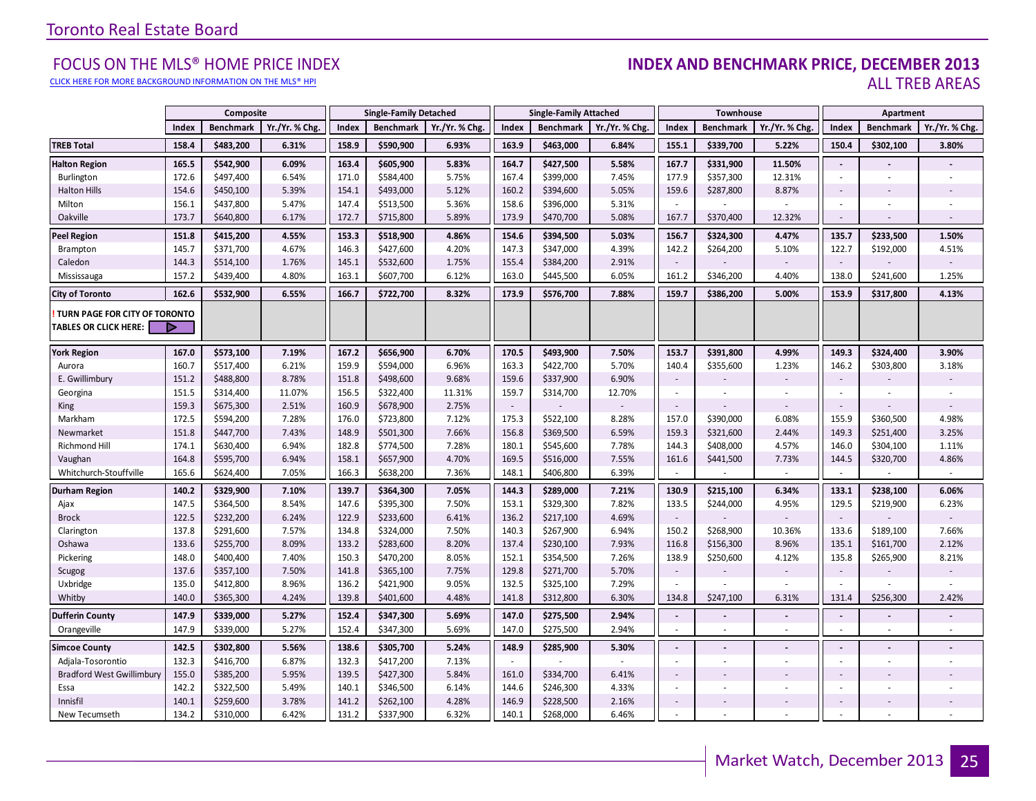Toronto Real Estate Board

## FOCUS ON THE MLS® HOME PRICE INDEX

CLICK HERE FOR MORE BACKGROUND INFORMATION ON THE MLS® HPI

## INDEX AND BENCHMARK PRICE, DECEMBER 2013

## ALL TREB AREAS

| | Composite | | | Single-Family Detached | | | Single-Family Attached | | | Townhouse | | | Apartment | | |
|---|---|---|---|---|---|---|---|---|---|---|---|---|---|---|---|
| | Index | Benchmark | Yr./Yr. % Chg. | Index | Benchmark | Yr./Yr. % Chg. | Index | Benchmark | Yr./Yr. % Chg. | Index | Benchmark | Yr./Yr. % Chg. | Index | Benchmark | Yr./Yr. % Chg. |
| **TREB Total** | **158.4** | **$483,200** | **6.31%** | **158.9** | **$590,900** | **6.93%** | **163.9** | **$463,000** | **6.84%** | **155.1** | **$339,700** | **5.22%** | **150.4** | **$302,100** | **3.80%** |
| **Halton Region** | **165.5** | **$542,900** | **6.09%** | **163.4** | **$605,900** | **5.83%** | **164.7** | **$427,500** | **5.58%** | **167.7** | **$331,900** | **11.50%** | **-** | **-** | **-** |
| Burlington | 172.6 | $497,400 | 6.54% | 171.0 | $584,400 | 5.75% | 167.4 | $399,000 | 7.45% | 177.9 | $357,300 | 12.31% | - | - | - |
| Halton Hills | 154.6 | $450,100 | 5.39% | 154.1 | $493,000 | 5.12% | 160.2 | $394,600 | 5.05% | 159.6 | $287,800 | 8.87% | - | - | - |
| Milton | 156.1 | $437,800 | 5.47% | 147.4 | $513,500 | 5.36% | 158.6 | $396,000 | 5.31% | - | - | - | - | - | - |
| Oakville | 173.7 | $640,800 | 6.17% | 172.7 | $715,800 | 5.89% | 173.9 | $470,700 | 5.08% | 167.7 | $370,400 | 12.32% | - | - | - |
| **Peel Region** | **151.8** | **$415,200** | **4.55%** | **153.3** | **$518,900** | **4.86%** | **154.6** | **$394,500** | **5.03%** | **156.7** | **$324,300** | **4.47%** | **135.7** | **$233,500** | **1.50%** |
| Brampton | 145.7 | $371,700 | 4.67% | 146.3 | $427,600 | 4.20% | 147.3 | $347,000 | 4.39% | 142.2 | $264,200 | 5.10% | 122.7 | $192,000 | 4.51% |
| Caledon | 144.3 | $514,100 | 1.76% | 145.1 | $532,600 | 1.75% | 155.4 | $384,200 | 2.91% | - | - | - | - | - | - |
| Mississauga | 157.2 | $439,400 | 4.80% | 163.1 | $607,700 | 6.12% | 163.0 | $445,500 | 6.05% | 161.2 | $346,200 | 4.40% | 138.0 | $241,600 | 1.25% |
| **City of Toronto** | **162.6** | **$532,900** | **6.55%** | **166.7** | **$722,700** | **8.32%** | **173.9** | **$576,700** | **7.88%** | **159.7** | **$386,200** | **5.00%** | **153.9** | **$317,800** | **4.13%** |
| **! TURN PAGE FOR CITY OF TORONTO TABLES OR CLICK HERE:** | | | | | | | | | | | | | | | |
| **York Region** | **167.0** | **$573,100** | **7.19%** | **167.2** | **$656,900** | **6.70%** | **170.5** | **$493,900** | **7.50%** | **153.7** | **$391,800** | **4.99%** | **149.3** | **$324,400** | **3.90%** |
| Aurora | 160.7 | $517,400 | 6.21% | 159.9 | $594,000 | 6.96% | 163.3 | $422,700 | 5.70% | 140.4 | $355,600 | 1.23% | 146.2 | $303,800 | 3.18% |
| E. Gwillimbury | 151.2 | $488,800 | 8.78% | 151.8 | $498,600 | 9.68% | 159.6 | $337,900 | 6.90% | - | - | - | - | - | - |
| Georgina | 151.5 | $314,400 | 11.07% | 156.5 | $322,400 | 11.31% | 159.7 | $314,700 | 12.70% | - | - | - | - | - | - |
| King | 159.3 | $675,300 | 2.51% | 160.9 | $678,900 | 2.75% | - | - | - | - | - | - | - | - | - |
| Markham | 172.5 | $594,200 | 7.28% | 176.0 | $723,800 | 7.12% | 175.3 | $522,100 | 8.28% | 157.0 | $390,000 | 6.08% | 155.9 | $360,500 | 4.98% |
| Newmarket | 151.8 | $447,700 | 7.43% | 148.9 | $501,300 | 7.66% | 156.8 | $369,500 | 6.59% | 159.3 | $321,600 | 2.44% | 149.3 | $251,400 | 3.25% |
| Richmond Hill | 174.1 | $630,400 | 6.94% | 182.8 | $774,500 | 7.28% | 180.1 | $545,600 | 7.78% | 144.3 | $408,000 | 4.57% | 146.0 | $304,100 | 1.11% |
| Vaughan | 164.8 | $595,700 | 6.94% | 158.1 | $657,900 | 4.70% | 169.5 | $516,000 | 7.55% | 161.6 | $441,500 | 7.73% | 144.5 | $320,700 | 4.86% |
| Whitchurch-Stouffville | 165.6 | $624,400 | 7.05% | 166.3 | $638,200 | 7.36% | 148.1 | $406,800 | 6.39% | - | - | - | - | - | - |
| **Durham Region** | **140.2** | **$329,900** | **7.10%** | **139.7** | **$364,300** | **7.05%** | **144.3** | **$289,000** | **7.21%** | **130.9** | **$215,100** | **6.34%** | **133.1** | **$238,100** | **6.06%** |
| Ajax | 147.5 | $364,500 | 8.54% | 147.6 | $395,300 | 7.50% | 153.1 | $329,300 | 7.82% | 133.5 | $244,000 | 4.95% | 129.5 | $219,900 | 6.23% |
| Brock | 122.5 | $232,200 | 6.24% | 122.9 | $233,600 | 6.41% | 136.2 | $217,100 | 4.69% | - | - | - | - | - | - |
| Clarington | 137.8 | $291,600 | 7.57% | 134.8 | $324,000 | 7.50% | 140.3 | $267,900 | 6.94% | 150.2 | $268,900 | 10.36% | 133.6 | $189,100 | 7.66% |
| Oshawa | 133.6 | $255,700 | 8.09% | 133.2 | $283,600 | 8.20% | 137.4 | $230,100 | 7.93% | 116.8 | $156,300 | 8.96% | 135.1 | $161,700 | 2.12% |
| Pickering | 148.0 | $400,400 | 7.40% | 150.3 | $470,200 | 8.05% | 152.1 | $354,500 | 7.26% | 138.9 | $250,600 | 4.12% | 135.8 | $265,900 | 8.21% |
| Scugog | 137.6 | $357,100 | 7.50% | 141.8 | $365,100 | 7.75% | 129.8 | $271,700 | 5.70% | - | - | - | - | - | - |
| Uxbridge | 135.0 | $412,800 | 8.96% | 136.2 | $421,900 | 9.05% | 132.5 | $325,100 | 7.29% | - | - | - | - | - | - |
| Whitby | 140.0 | $365,300 | 4.24% | 139.8 | $401,600 | 4.48% | 141.8 | $312,800 | 6.30% | 134.8 | $247,100 | 6.31% | 131.4 | $256,300 | 2.42% |
| **Dufferin County** | **147.9** | **$339,000** | **5.27%** | **152.4** | **$347,300** | **5.69%** | **147.0** | **$275,500** | **2.94%** | **-** | **-** | **-** | **-** | **-** | **-** |
| Orangeville | 147.9 | $339,000 | 5.27% | 152.4 | $347,300 | 5.69% | 147.0 | $275,500 | 2.94% | - | - | - | - | - | - |
| **Simcoe County** | **142.5** | **$302,800** | **5.56%** | **138.6** | **$305,700** | **5.24%** | **148.9** | **$285,900** | **5.30%** | **-** | **-** | **-** | **-** | **-** | **-** |
| Adjala-Tosorontio | 132.3 | $416,700 | 6.87% | 132.3 | $417,200 | 7.13% | - | - | - | - | - | - | - | - | - |
| Bradford West Gwillimbury | 155.0 | $385,200 | 5.95% | 139.5 | $427,300 | 5.84% | 161.0 | $334,700 | 6.41% | - | - | - | - | - | - |
| Essa | 142.2 | $322,500 | 5.49% | 140.1 | $346,500 | 6.14% | 144.6 | $246,300 | 4.33% | - | - | - | - | - | - |
| Innisfil | 140.1 | $259,600 | 3.78% | 141.2 | $262,100 | 4.28% | 146.9 | $228,500 | 2.16% | - | - | - | - | - | - |
| New Tecumseth | 134.2 | $310,000 | 6.42% | 131.2 | $337,900 | 6.32% | 140.1 | $268,000 | 6.46% | - | - | - | - | - | - |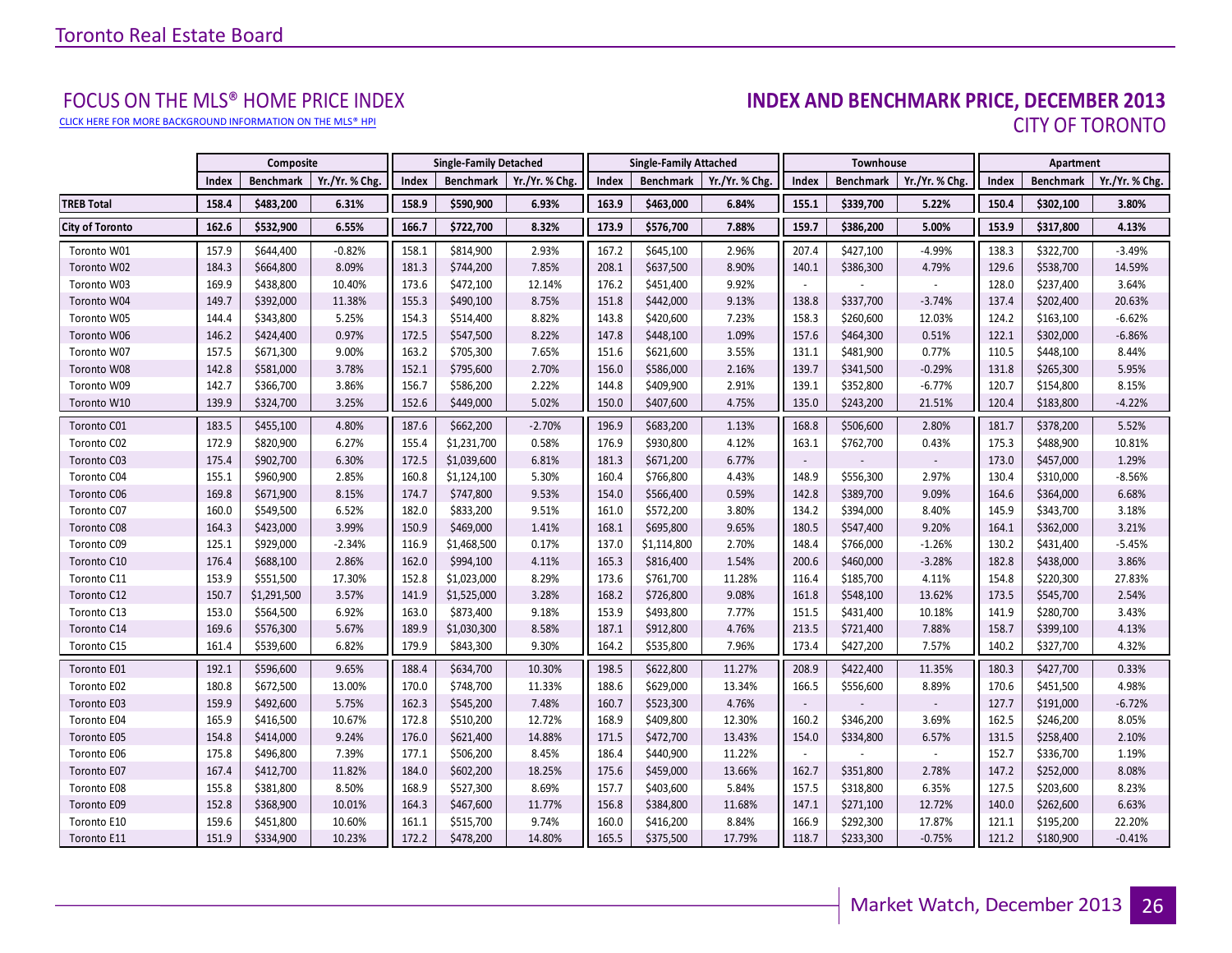# Toronto Real Estate Board

## FOCUS ON THE MLS® HOME PRICE INDEX

CLICK HERE FOR MORE BACKGROUND INFORMATION ON THE MLS® HPI

## INDEX AND BENCHMARK PRICE, DECEMBER 2013
### CITY OF TORONTO

| | Composite | | | Single-Family Detached | | | Single-Family Attached | | | Townhouse | | | Apartment | | |
|---|---|---|---|---|---|---|---|---|---|---|---|---|---|---|---|
| | Index | Benchmark | Yr./Yr. % Chg. | Index | Benchmark | Yr./Yr. % Chg. | Index | Benchmark | Yr./Yr. % Chg. | Index | Benchmark | Yr./Yr. % Chg. | Index | Benchmark | Yr./Yr. % Chg. |
| **TREB Total** | **158.4** | **$483,200** | **6.31%** | **158.9** | **$590,900** | **6.93%** | **163.9** | **$463,000** | **6.84%** | **155.1** | **$339,700** | **5.22%** | **150.4** | **$302,100** | **3.80%** |
| **City of Toronto** | **162.6** | **$532,900** | **6.55%** | **166.7** | **$722,700** | **8.32%** | **173.9** | **$576,700** | **7.88%** | **159.7** | **$386,200** | **5.00%** | **153.9** | **$317,800** | **4.13%** |
| Toronto W01 | 157.9 | $644,400 | -0.82% | 158.1 | $814,900 | 2.93% | 167.2 | $645,100 | 2.96% | 207.4 | $427,100 | -4.99% | 138.3 | $322,700 | -3.49% |
| Toronto W02 | 184.3 | $664,800 | 8.09% | 181.3 | $744,200 | 7.85% | 208.1 | $637,500 | 8.90% | 140.1 | $386,300 | 4.79% | 129.6 | $538,700 | 14.59% |
| Toronto W03 | 169.9 | $438,800 | 10.40% | 173.6 | $472,100 | 12.14% | 176.2 | $451,400 | 9.92% | - | - | - | 128.0 | $237,400 | 3.64% |
| Toronto W04 | 149.7 | $392,000 | 11.38% | 155.3 | $490,100 | 8.75% | 151.8 | $442,000 | 9.13% | 138.8 | $337,700 | -3.74% | 137.4 | $202,400 | 20.63% |
| Toronto W05 | 144.4 | $343,800 | 5.25% | 154.3 | $514,400 | 8.82% | 143.8 | $420,600 | 7.23% | 158.3 | $260,600 | 12.03% | 124.2 | $163,100 | -6.62% |
| Toronto W06 | 146.2 | $424,400 | 0.97% | 172.5 | $547,500 | 8.22% | 147.8 | $448,100 | 1.09% | 157.6 | $464,300 | 0.51% | 122.1 | $302,000 | -6.86% |
| Toronto W07 | 157.5 | $671,300 | 9.00% | 163.2 | $705,300 | 7.65% | 151.6 | $621,600 | 3.55% | 131.1 | $481,900 | 0.77% | 110.5 | $448,100 | 8.44% |
| Toronto W08 | 142.8 | $581,000 | 3.78% | 152.1 | $795,600 | 2.70% | 156.0 | $586,000 | 2.16% | 139.7 | $341,500 | -0.29% | 131.8 | $265,300 | 5.95% |
| Toronto W09 | 142.7 | $366,700 | 3.86% | 156.7 | $586,200 | 2.22% | 144.8 | $409,900 | 2.91% | 139.1 | $352,800 | -6.77% | 120.7 | $154,800 | 8.15% |
| Toronto W10 | 139.9 | $324,700 | 3.25% | 152.6 | $449,000 | 5.02% | 150.0 | $407,600 | 4.75% | 135.0 | $243,200 | 21.51% | 120.4 | $183,800 | -4.22% |
| Toronto C01 | 183.5 | $455,100 | 4.80% | 187.6 | $662,200 | -2.70% | 196.9 | $683,200 | 1.13% | 168.8 | $506,600 | 2.80% | 181.7 | $378,200 | 5.52% |
| Toronto C02 | 172.9 | $820,900 | 6.27% | 155.4 | $1,231,700 | 0.58% | 176.9 | $930,800 | 4.12% | 163.1 | $762,700 | 0.43% | 175.3 | $488,900 | 10.81% |
| Toronto C03 | 175.4 | $902,700 | 6.30% | 172.5 | $1,039,600 | 6.81% | 181.3 | $671,200 | 6.77% | - | - | - | 173.0 | $457,000 | 1.29% |
| Toronto C04 | 155.1 | $960,900 | 2.85% | 160.8 | $1,124,100 | 5.30% | 160.4 | $766,800 | 4.43% | 148.9 | $556,300 | 2.97% | 130.4 | $310,000 | -8.56% |
| Toronto C06 | 169.8 | $671,900 | 8.15% | 174.7 | $747,800 | 9.53% | 154.0 | $566,400 | 0.59% | 142.8 | $389,700 | 9.09% | 164.6 | $364,000 | 6.68% |
| Toronto C07 | 160.0 | $549,500 | 6.52% | 182.0 | $833,200 | 9.51% | 161.0 | $572,200 | 3.80% | 134.2 | $394,000 | 8.40% | 145.9 | $343,700 | 3.18% |
| Toronto C08 | 164.3 | $423,000 | 3.99% | 150.9 | $469,000 | 1.41% | 168.1 | $695,800 | 9.65% | 180.5 | $547,400 | 9.20% | 164.1 | $362,000 | 3.21% |
| Toronto C09 | 125.1 | $929,000 | -2.34% | 116.9 | $1,468,500 | 0.17% | 137.0 | $1,114,800 | 2.70% | 148.4 | $766,000 | -1.26% | 130.2 | $431,400 | -5.45% |
| Toronto C10 | 176.4 | $688,100 | 2.86% | 162.0 | $994,100 | 4.11% | 165.3 | $816,400 | 1.54% | 200.6 | $460,000 | -3.28% | 182.8 | $438,000 | 3.86% |
| Toronto C11 | 153.9 | $551,500 | 17.30% | 152.8 | $1,023,000 | 8.29% | 173.6 | $761,700 | 11.28% | 116.4 | $185,700 | 4.11% | 154.8 | $220,300 | 27.83% |
| Toronto C12 | 150.7 | $1,291,500 | 3.57% | 141.9 | $1,525,000 | 3.28% | 168.2 | $726,800 | 9.08% | 161.8 | $548,100 | 13.62% | 173.5 | $545,700 | 2.54% |
| Toronto C13 | 153.0 | $564,500 | 6.92% | 163.0 | $873,400 | 9.18% | 153.9 | $493,800 | 7.77% | 151.5 | $431,400 | 10.18% | 141.9 | $280,700 | 3.43% |
| Toronto C14 | 169.6 | $576,300 | 5.67% | 189.9 | $1,030,300 | 8.58% | 187.1 | $912,800 | 4.76% | 213.5 | $721,400 | 7.88% | 158.7 | $399,100 | 4.13% |
| Toronto C15 | 161.4 | $539,600 | 6.82% | 179.9 | $843,300 | 9.30% | 164.2 | $535,800 | 7.96% | 173.4 | $427,200 | 7.57% | 140.2 | $327,700 | 4.32% |
| Toronto E01 | 192.1 | $596,600 | 9.65% | 188.4 | $634,700 | 10.30% | 198.5 | $622,800 | 11.27% | 208.9 | $422,400 | 11.35% | 180.3 | $427,700 | 0.33% |
| Toronto E02 | 180.8 | $672,500 | 13.00% | 170.0 | $748,700 | 11.33% | 188.6 | $629,000 | 13.34% | 166.5 | $556,600 | 8.89% | 170.6 | $451,500 | 4.98% |
| Toronto E03 | 159.9 | $492,600 | 5.75% | 162.3 | $545,200 | 7.48% | 160.7 | $523,300 | 4.76% | - | - | - | 127.7 | $191,000 | -6.72% |
| Toronto E04 | 165.9 | $416,500 | 10.67% | 172.8 | $510,200 | 12.72% | 168.9 | $409,800 | 12.30% | 160.2 | $346,200 | 3.69% | 162.5 | $246,200 | 8.05% |
| Toronto E05 | 154.8 | $414,000 | 9.24% | 176.0 | $621,400 | 14.88% | 171.5 | $472,700 | 13.43% | 154.0 | $334,800 | 6.57% | 131.5 | $258,400 | 2.10% |
| Toronto E06 | 175.8 | $496,800 | 7.39% | 177.1 | $506,200 | 8.45% | 186.4 | $440,900 | 11.22% | - | - | - | 152.7 | $336,700 | 1.19% |
| Toronto E07 | 167.4 | $412,700 | 11.82% | 184.0 | $602,200 | 18.25% | 175.6 | $459,000 | 13.66% | 162.7 | $351,800 | 2.78% | 147.2 | $252,000 | 8.08% |
| Toronto E08 | 155.8 | $381,800 | 8.50% | 168.9 | $527,300 | 8.69% | 157.7 | $403,600 | 5.84% | 157.5 | $318,800 | 6.35% | 127.5 | $203,600 | 8.23% |
| Toronto E09 | 152.8 | $368,900 | 10.01% | 164.3 | $467,600 | 11.77% | 156.8 | $384,800 | 11.68% | 147.1 | $271,100 | 12.72% | 140.0 | $262,600 | 6.63% |
| Toronto E10 | 159.6 | $451,800 | 10.60% | 161.1 | $515,700 | 9.74% | 160.0 | $416,200 | 8.84% | 166.9 | $292,300 | 17.87% | 121.1 | $195,200 | 22.20% |
| Toronto E11 | 151.9 | $334,900 | 10.23% | 172.2 | $478,200 | 14.80% | 165.5 | $375,500 | 17.79% | 118.7 | $233,300 | -0.75% | 121.2 | $180,900 | -0.41% |

Market Watch, December 2013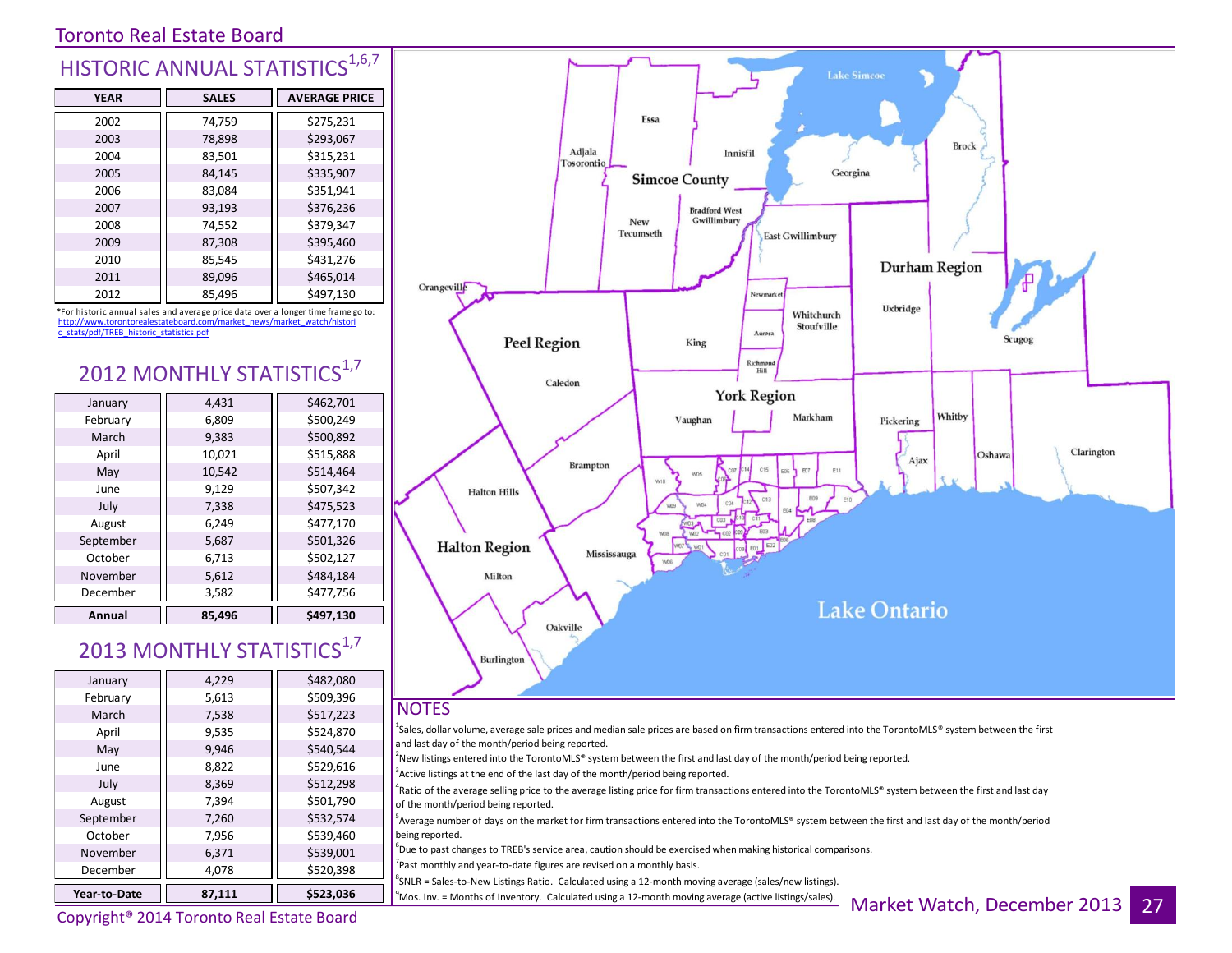Toronto Real Estate Board

## HISTORIC ANNUAL STATISTICS[1,6,7]

| YEAR | SALES | AVERAGE PRICE |
|---|---|---|
| 2002 | 74,759 | $275,231 |
| 2003 | 78,898 | $293,067 |
| 2004 | 83,501 | $315,231 |
| 2005 | 84,145 | $335,907 |
| 2006 | 83,084 | $351,941 |
| 2007 | 93,193 | $376,236 |
| 2008 | 74,552 | $379,347 |
| 2009 | 87,308 | $395,460 |
| 2010 | 85,545 | $431,276 |
| 2011 | 89,096 | $465,014 |
| 2012 | 85,496 | $497,130 |

*For historic annual sales and average price data over a longer time frame go to: http://www.torontorealestateboard.com/market_news/market_watch/historic_stats/pdf/TREB_historic_statistics.pdf

## 2012 MONTHLY STATISTICS[1,7]

| | | |
|---|---|---|
| January | 4,431 | $462,701 |
| February | 6,809 | $500,249 |
| March | 9,383 | $500,892 |
| April | 10,021 | $515,888 |
| May | 10,542 | $514,464 |
| June | 9,129 | $507,342 |
| July | 7,338 | $475,523 |
| August | 6,249 | $477,170 |
| September | 5,687 | $501,326 |
| October | 6,713 | $502,127 |
| November | 5,612 | $484,184 |
| December | 3,582 | $477,756 |
| **Annual** | **85,496** | **$497,130** |

## 2013 MONTHLY STATISTICS[1,7]

| | | |
|---|---|---|
| January | 4,229 | $482,080 |
| February | 5,613 | $509,396 |
| March | 7,538 | $517,223 |
| April | 9,535 | $524,870 |
| May | 9,946 | $540,544 |
| June | 8,822 | $529,616 |
| July | 8,369 | $512,298 |
| August | 7,394 | $501,790 |
| September | 7,260 | $532,574 |
| October | 7,956 | $539,460 |
| November | 6,371 | $539,001 |
| December | 4,078 | $520,398 |
| **Year-to-Date** | **87,111** | **$523,036** |

Lake Simcoe
Essa
Adjala Tosorontio
Innisfil
Simcoe County
Georgina
Brock
New Tecumseth
Bradford West Gwillimbury
East Gwillimbury
Durham Region
Orangeville
Newmarket
Whitchurch Stoufville
Uxbridge
Aurora
Peel Region
King
Scugog
Richmond Hill
Caledon
York Region
Vaughan
Markham
Pickering
Whitby
Ajax
Oshawa
Clarington
Brampton
Halton Hills
Halton Region
Mississauga
Milton
Lake Ontario
Oakville
Burlington

## NOTES

[1]Sales, dollar volume, average sale prices and median sale prices are based on firm transactions entered into the TorontoMLS® system between the first and last day of the month/period being reported.

[2]New listings entered into the TorontoMLS® system between the first and last day of the month/period being reported.

[3]Active listings at the end of the last day of the month/period being reported.

[4]Ratio of the average selling price to the average listing price for firm transactions entered into the TorontoMLS® system between the first and last day of the month/period being reported.

[5]Average number of days on the market for firm transactions entered into the TorontoMLS® system between the first and last day of the month/period being reported.

[6]Due to past changes to TREB's service area, caution should be exercised when making historical comparisons.

[7]Past monthly and year-to-date figures are revised on a monthly basis.

[8]SNLR = Sales-to-New Listings Ratio. Calculated using a 12-month moving average (sales/new listings).

[9]Mos. Inv. = Months of Inventory. Calculated using a 12-month moving average (active listings/sales).

Copyright® 2014 Toronto Real Estate Board